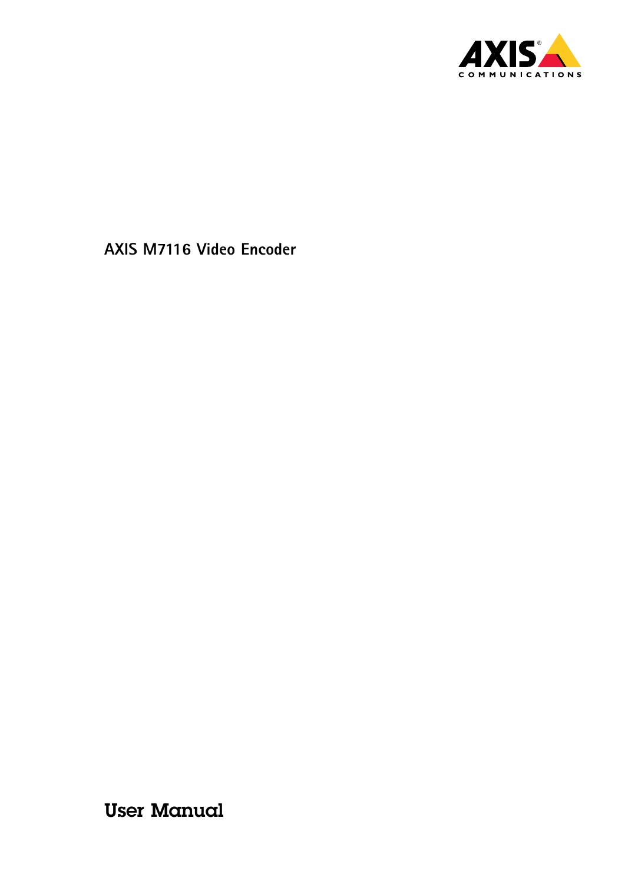# AXIS M7116 Video Encoder

## User Manual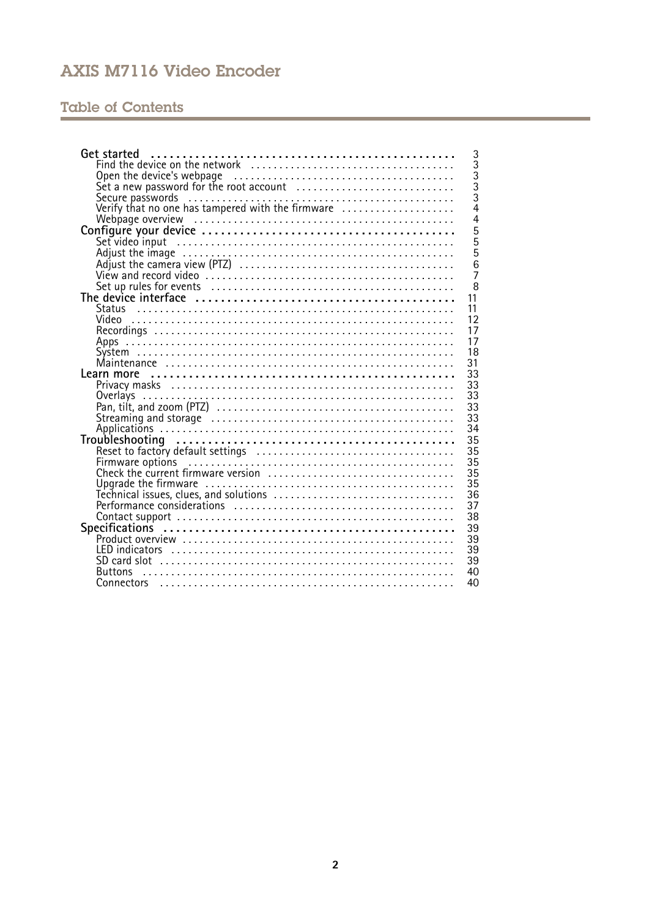# AXIS M7116 Video Encoder

## Table of Contents

**Get started** ..... 3
- Find the device on the network ..... 3
- Open the device's webpage ..... 3
- Set a new password for the root account ..... 3
- Secure passwords ..... 3
- Verify that no one has tampered with the firmware ..... 4
- Webpage overview ..... 4

**Configure your device** ..... 5
- Set video input ..... 5
- Adjust the image ..... 5
- Adjust the camera view (PTZ) ..... 6
- View and record video ..... 7
- Set up rules for events ..... 8

**The device interface** ..... 11
- Status ..... 11
- Video ..... 12
- Recordings ..... 17
- Apps ..... 17
- System ..... 18
- Maintenance ..... 31

**Learn more** ..... 33
- Privacy masks ..... 33
- Overlays ..... 33
- Pan, tilt, and zoom (PTZ) ..... 33
- Streaming and storage ..... 33
- Applications ..... 34

**Troubleshooting** ..... 35
- Reset to factory default settings ..... 35
- Firmware options ..... 35
- Check the current firmware version ..... 35
- Upgrade the firmware ..... 35
- Technical issues, clues, and solutions ..... 36
- Performance considerations ..... 37
- Contact support ..... 38

**Specifications** ..... 39
- Product overview ..... 39
- LED indicators ..... 39
- SD card slot ..... 39
- Buttons ..... 40
- Connectors ..... 40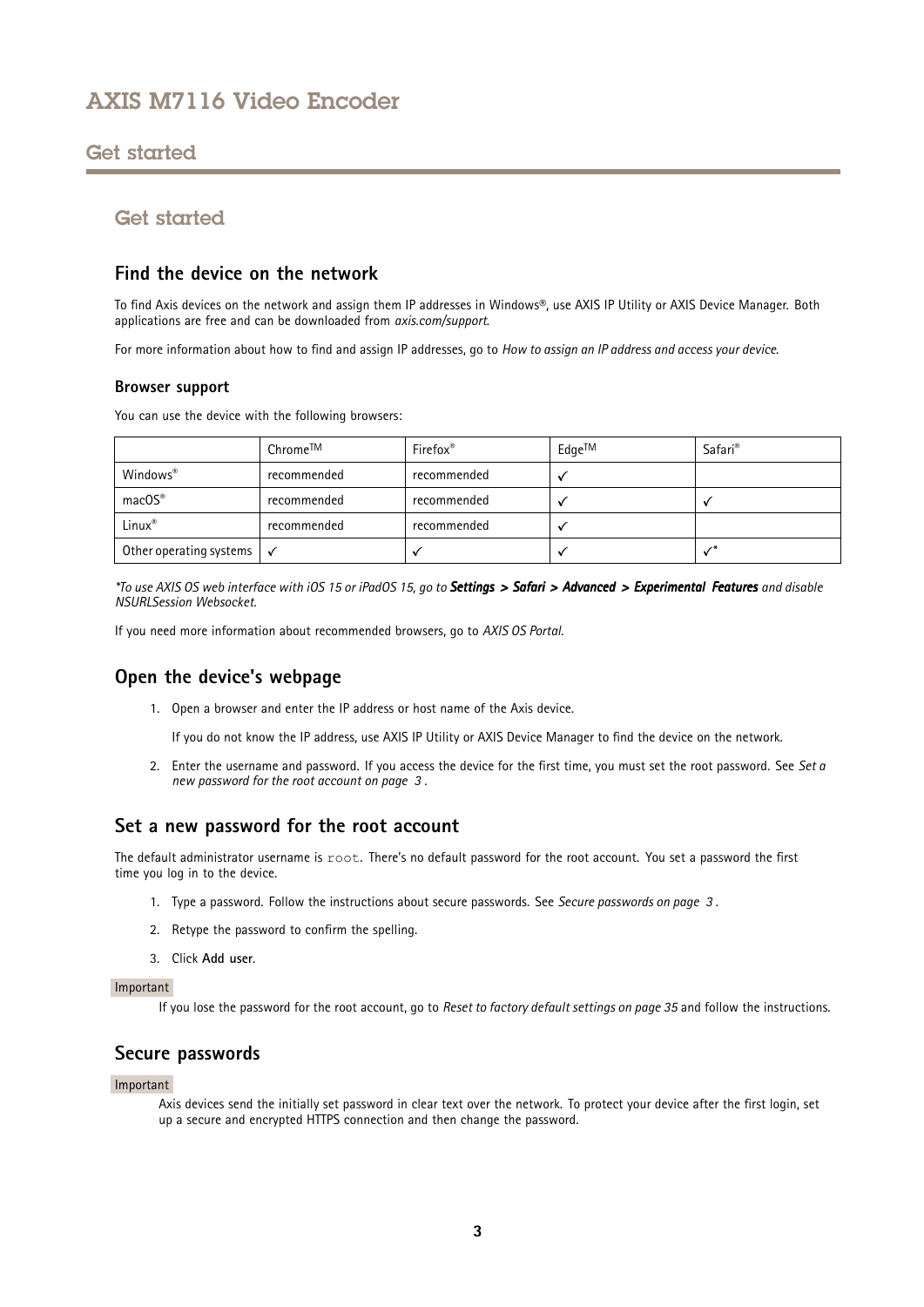# Get started

## Find the device on the network

To find Axis devices on the network and assign them IP addresses in Windows®, use AXIS IP Utility or AXIS Device Manager. Both applications are free and can be downloaded from *axis.com/support*.

For more information about how to find and assign IP addresses, go to *How to assign an IP address and access your device*.

### Browser support

You can use the device with the following browsers:

| | Chrome™ | Firefox® | Edge™ | Safari® |
|---|---|---|---|---|
| Windows® | recommended | recommended | ✓ | |
| macOS® | recommended | recommended | ✓ | ✓ |
| Linux® | recommended | recommended | ✓ | |
| Other operating systems | ✓ | ✓ | ✓ | ✓* |

**To use AXIS OS web interface with iOS 15 or iPadOS 15, go to **Settings > Safari > Advanced > Experimental Features** and disable NSURLSession Websocket.*

If you need more information about recommended browsers, go to *AXIS OS Portal*.

## Open the device's webpage

1. Open a browser and enter the IP address or host name of the Axis device.

   If you do not know the IP address, use AXIS IP Utility or AXIS Device Manager to find the device on the network.

2. Enter the username and password. If you access the device for the first time, you must set the root password. See *Set a new password for the root account on page 3* .

## Set a new password for the root account

The default administrator username is `root`. There's no default password for the root account. You set a password the first time you log in to the device.

1. Type a password. Follow the instructions about secure passwords. See *Secure passwords on page 3* .
2. Retype the password to confirm the spelling.
3. Click **Add user**.

Important

If you lose the password for the root account, go to *Reset to factory default settings on page 35* and follow the instructions.

## Secure passwords

Important

Axis devices send the initially set password in clear text over the network. To protect your device after the first login, set up a secure and encrypted HTTPS connection and then change the password.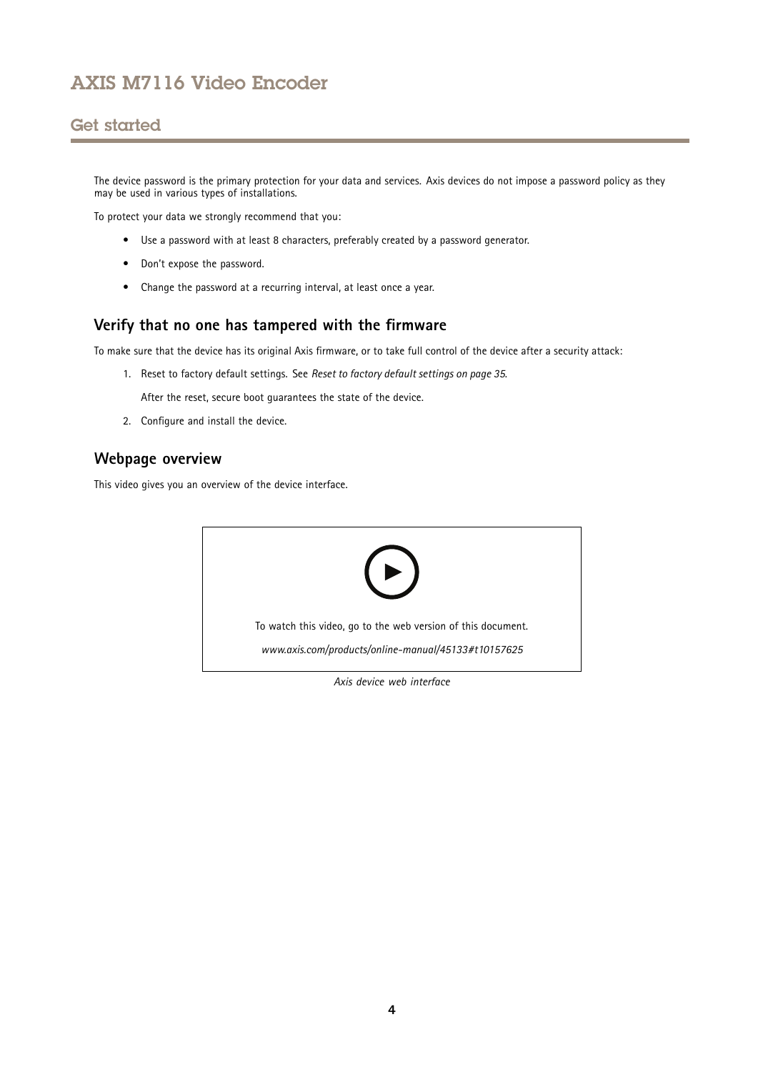The device password is the primary protection for your data and services. Axis devices do not impose a password policy as they may be used in various types of installations.

To protect your data we strongly recommend that you:

- Use a password with at least 8 characters, preferably created by a password generator.
- Don't expose the password.
- Change the password at a recurring interval, at least once a year.

## Verify that no one has tampered with the firmware

To make sure that the device has its original Axis firmware, or to take full control of the device after a security attack:

1. Reset to factory default settings. See *Reset to factory default settings on page 35*.

   After the reset, secure boot guarantees the state of the device.

2. Configure and install the device.

## Webpage overview

This video gives you an overview of the device interface.

To watch this video, go to the web version of this document.

*www.axis.com/products/online-manual/45133#t10157625*

*Axis device web interface*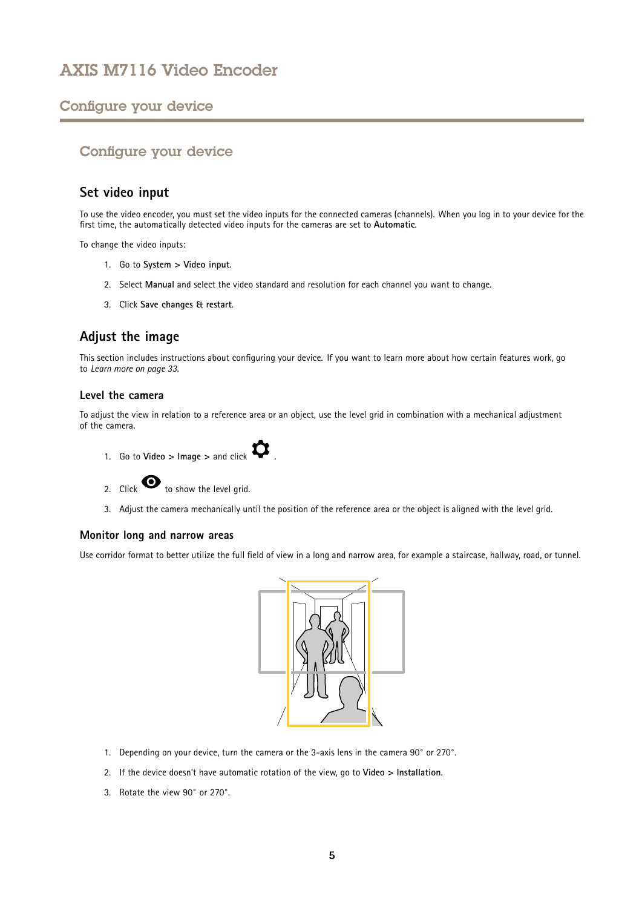# Configure your device

## Set video input

To use the video encoder, you must set the video inputs for the connected cameras (channels). When you log in to your device for the first time, the automatically detected video inputs for the cameras are set to **Automatic**.

To change the video inputs:

1. Go to **System > Video input**.
2. Select **Manual** and select the video standard and resolution for each channel you want to change.
3. Click **Save changes & restart**.

## Adjust the image

This section includes instructions about configuring your device. If you want to learn more about how certain features work, go to *Learn more on page 33*.

### Level the camera

To adjust the view in relation to a reference area or an object, use the level grid in combination with a mechanical adjustment of the camera.

1. Go to **Video > Image >** and click ⚙.
2. Click 👁 to show the level grid.
3. Adjust the camera mechanically until the position of the reference area or the object is aligned with the level grid.

### Monitor long and narrow areas

Use corridor format to better utilize the full field of view in a long and narrow area, for example a staircase, hallway, road, or tunnel.

1. Depending on your device, turn the camera or the 3-axis lens in the camera 90° or 270°.
2. If the device doesn't have automatic rotation of the view, go to **Video > Installation**.
3. Rotate the view 90° or 270°.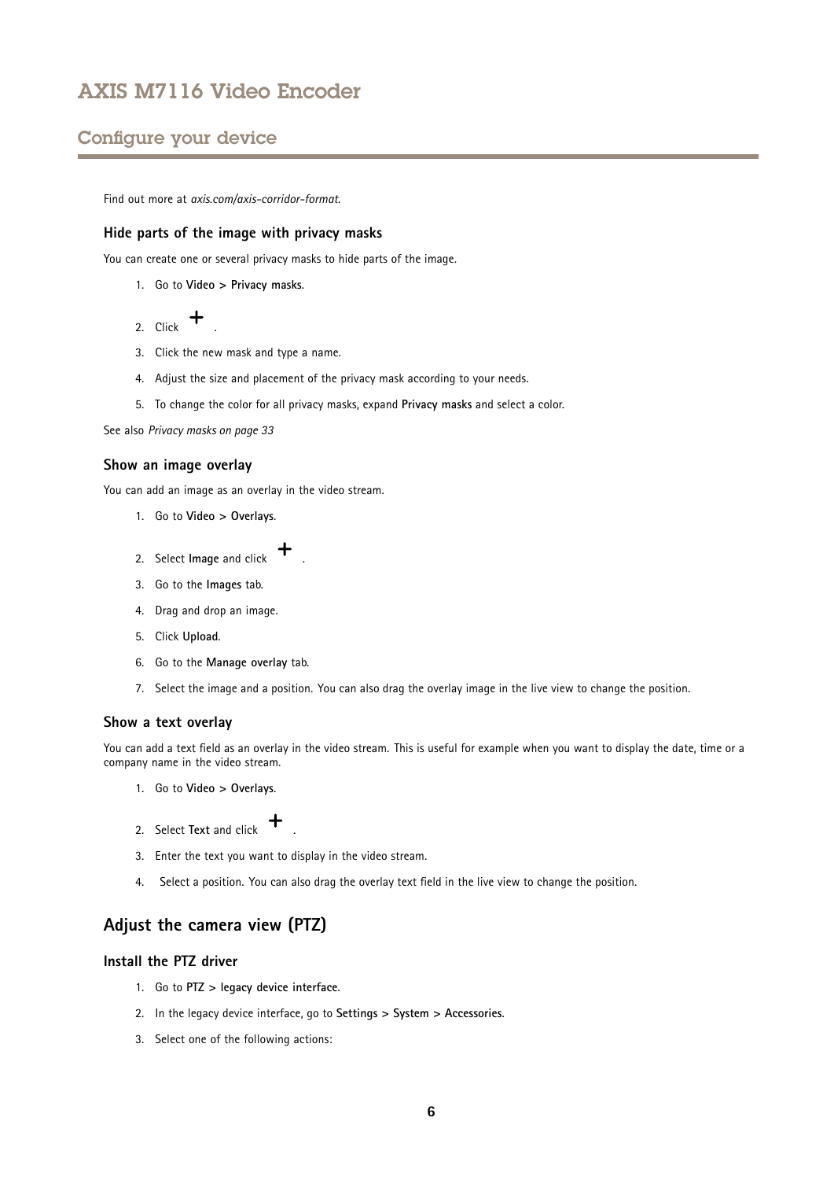Find out more at *axis.com/axis-corridor-format*.

### Hide parts of the image with privacy masks

You can create one or several privacy masks to hide parts of the image.

1. Go to **Video > Privacy masks**.
2. Click **+**.
3. Click the new mask and type a name.
4. Adjust the size and placement of the privacy mask according to your needs.
5. To change the color for all privacy masks, expand **Privacy masks** and select a color.

See also *Privacy masks on page 33*

### Show an image overlay

You can add an image as an overlay in the video stream.

1. Go to **Video > Overlays**.
2. Select **Image** and click **+**.
3. Go to the **Images** tab.
4. Drag and drop an image.
5. Click **Upload**.
6. Go to the **Manage overlay** tab.
7. Select the image and a position. You can also drag the overlay image in the live view to change the position.

### Show a text overlay

You can add a text field as an overlay in the video stream. This is useful for example when you want to display the date, time or a company name in the video stream.

1. Go to **Video > Overlays**.
2. Select **Text** and click **+**.
3. Enter the text you want to display in the video stream.
4. Select a position. You can also drag the overlay text field in the live view to change the position.

## Adjust the camera view (PTZ)

### Install the PTZ driver

1. Go to **PTZ > legacy device interface**.
2. In the legacy device interface, go to **Settings > System > Accessories**.
3. Select one of the following actions: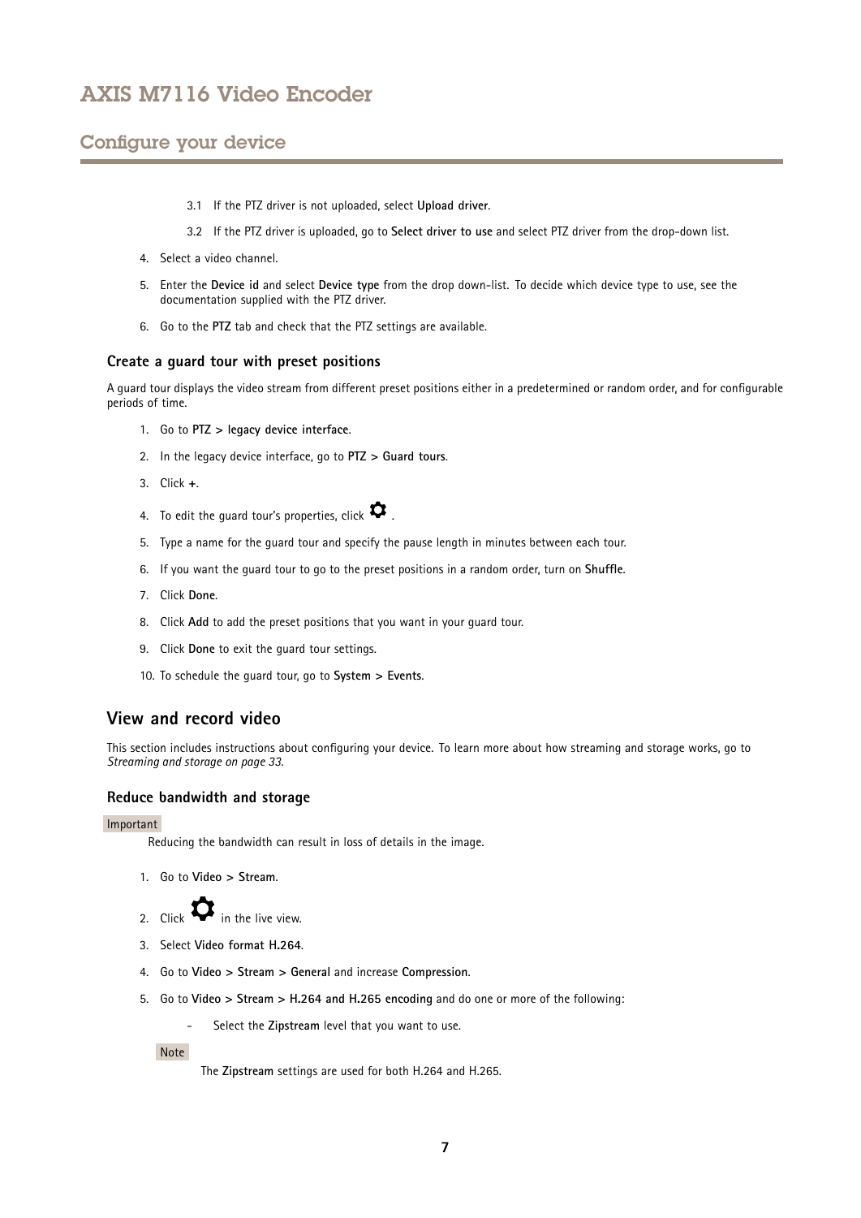3.1 If the PTZ driver is not uploaded, select **Upload driver**.

3.2 If the PTZ driver is uploaded, go to **Select driver to use** and select PTZ driver from the drop-down list.

4. Select a video channel.
5. Enter the **Device id** and select **Device type** from the drop down-list. To decide which device type to use, see the documentation supplied with the PTZ driver.
6. Go to the **PTZ** tab and check that the PTZ settings are available.

### Create a guard tour with preset positions

A guard tour displays the video stream from different preset positions either in a predetermined or random order, and for configurable periods of time.

1. Go to **PTZ > legacy device interface**.
2. In the legacy device interface, go to **PTZ > Guard tours**.
3. Click **+**.
4. To edit the guard tour's properties, click ⚙ .
5. Type a name for the guard tour and specify the pause length in minutes between each tour.
6. If you want the guard tour to go to the preset positions in a random order, turn on **Shuffle**.
7. Click **Done**.
8. Click **Add** to add the preset positions that you want in your guard tour.
9. Click **Done** to exit the guard tour settings.
10. To schedule the guard tour, go to **System > Events**.

## View and record video

This section includes instructions about configuring your device. To learn more about how streaming and storage works, go to *Streaming and storage on page 33*.

### Reduce bandwidth and storage

Important

Reducing the bandwidth can result in loss of details in the image.

1. Go to **Video > Stream**.
2. Click ⚙ in the live view.
3. Select **Video format H.264**.
4. Go to **Video > Stream > General** and increase **Compression**.
5. Go to **Video > Stream > H.264 and H.265 encoding** and do one or more of the following:
   - Select the **Zipstream** level that you want to use.

   Note

   The **Zipstream** settings are used for both H.264 and H.265.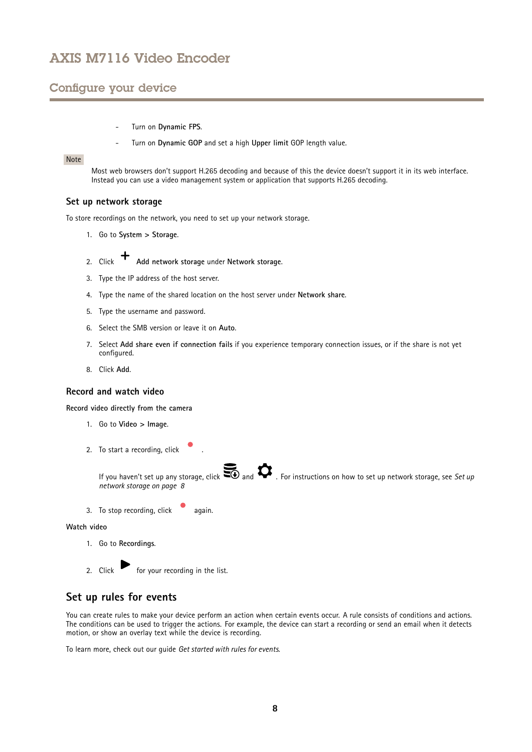- Turn on **Dynamic FPS**.
- Turn on **Dynamic GOP** and set a high **Upper limit** GOP length value.

Note

Most web browsers don't support H.265 decoding and because of this the device doesn't support it in its web interface. Instead you can use a video management system or application that supports H.265 decoding.

### Set up network storage

To store recordings on the network, you need to set up your network storage.

1. Go to **System > Storage**.
2. Click + **Add network storage** under **Network storage**.
3. Type the IP address of the host server.
4. Type the name of the shared location on the host server under **Network share**.
5. Type the username and password.
6. Select the SMB version or leave it on **Auto**.
7. Select **Add share even if connection fails** if you experience temporary connection issues, or if the share is not yet configured.
8. Click **Add**.

### Record and watch video

**Record video directly from the camera**

1. Go to **Video > Image**.
2. To start a recording, click .

   If you haven't set up any storage, click and . For instructions on how to set up network storage, see *Set up network storage on page 8*

3. To stop recording, click again.

**Watch video**

1. Go to **Recordings**.
2. Click for your recording in the list.

## Set up rules for events

You can create rules to make your device perform an action when certain events occur. A rule consists of conditions and actions. The conditions can be used to trigger the actions. For example, the device can start a recording or send an email when it detects motion, or show an overlay text while the device is recording.

To learn more, check out our guide *Get started with rules for events*.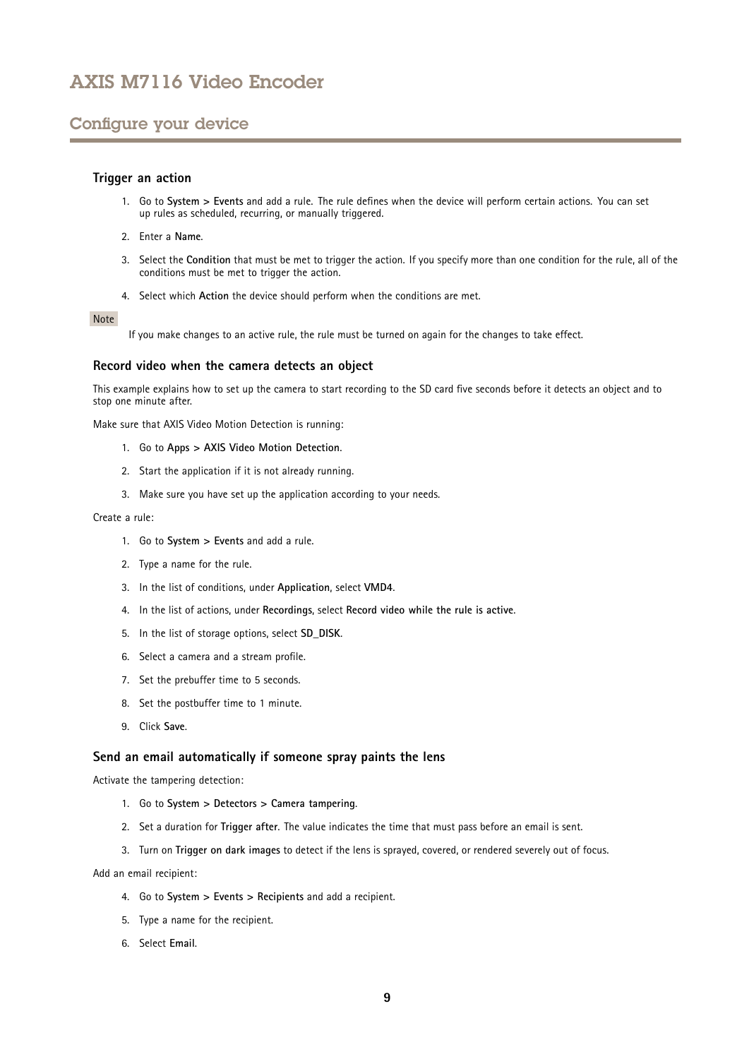## Configure your device

### Trigger an action

1. Go to **System > Events** and add a rule. The rule defines when the device will perform certain actions. You can set up rules as scheduled, recurring, or manually triggered.
2. Enter a **Name**.
3. Select the **Condition** that must be met to trigger the action. If you specify more than one condition for the rule, all of the conditions must be met to trigger the action.
4. Select which **Action** the device should perform when the conditions are met.

Note

If you make changes to an active rule, the rule must be turned on again for the changes to take effect.

### Record video when the camera detects an object

This example explains how to set up the camera to start recording to the SD card five seconds before it detects an object and to stop one minute after.

Make sure that AXIS Video Motion Detection is running:

1. Go to **Apps > AXIS Video Motion Detection**.
2. Start the application if it is not already running.
3. Make sure you have set up the application according to your needs.

Create a rule:

1. Go to **System > Events** and add a rule.
2. Type a name for the rule.
3. In the list of conditions, under **Application**, select **VMD4**.
4. In the list of actions, under **Recordings**, select **Record video while the rule is active**.
5. In the list of storage options, select **SD_DISK**.
6. Select a camera and a stream profile.
7. Set the prebuffer time to 5 seconds.
8. Set the postbuffer time to 1 minute.
9. Click **Save**.

### Send an email automatically if someone spray paints the lens

Activate the tampering detection:

1. Go to **System > Detectors > Camera tampering**.
2. Set a duration for **Trigger after**. The value indicates the time that must pass before an email is sent.
3. Turn on **Trigger on dark images** to detect if the lens is sprayed, covered, or rendered severely out of focus.

Add an email recipient:

4. Go to **System > Events > Recipients** and add a recipient.
5. Type a name for the recipient.
6. Select **Email**.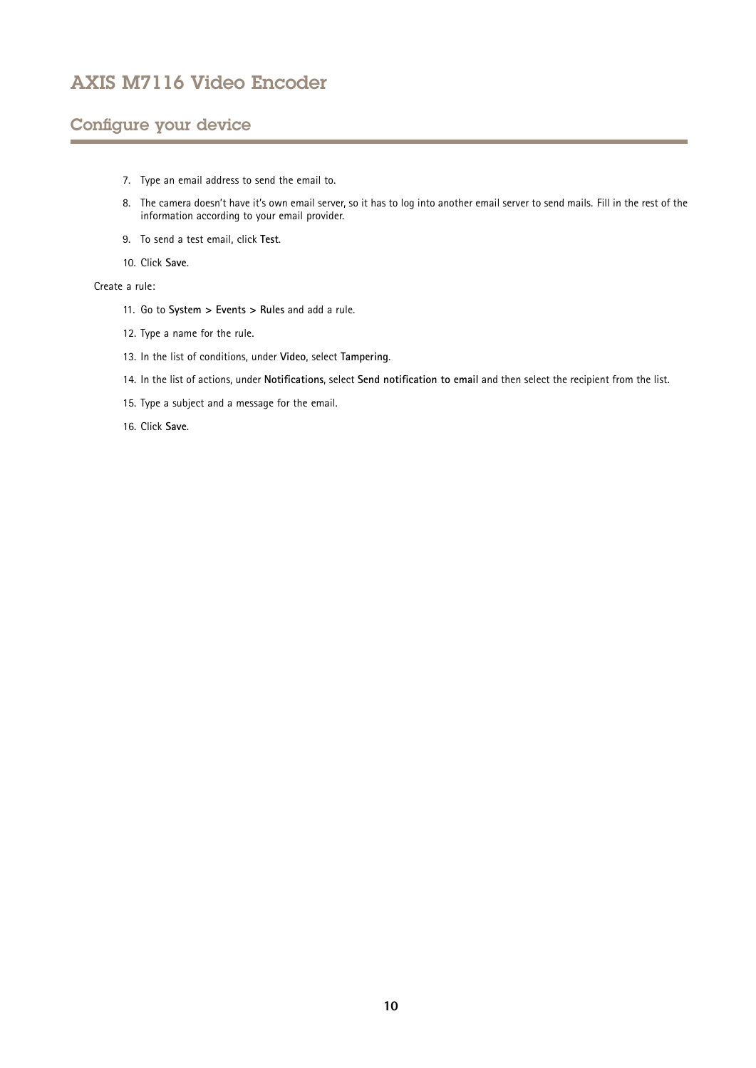7. Type an email address to send the email to.
8. The camera doesn't have it's own email server, so it has to log into another email server to send mails. Fill in the rest of the information according to your email provider.
9. To send a test email, click **Test**.
10. Click **Save**.

Create a rule:

11. Go to **System > Events > Rules** and add a rule.
12. Type a name for the rule.
13. In the list of conditions, under **Video**, select **Tampering**.
14. In the list of actions, under **Notifications**, select **Send notification to email** and then select the recipient from the list.
15. Type a subject and a message for the email.
16. Click **Save**.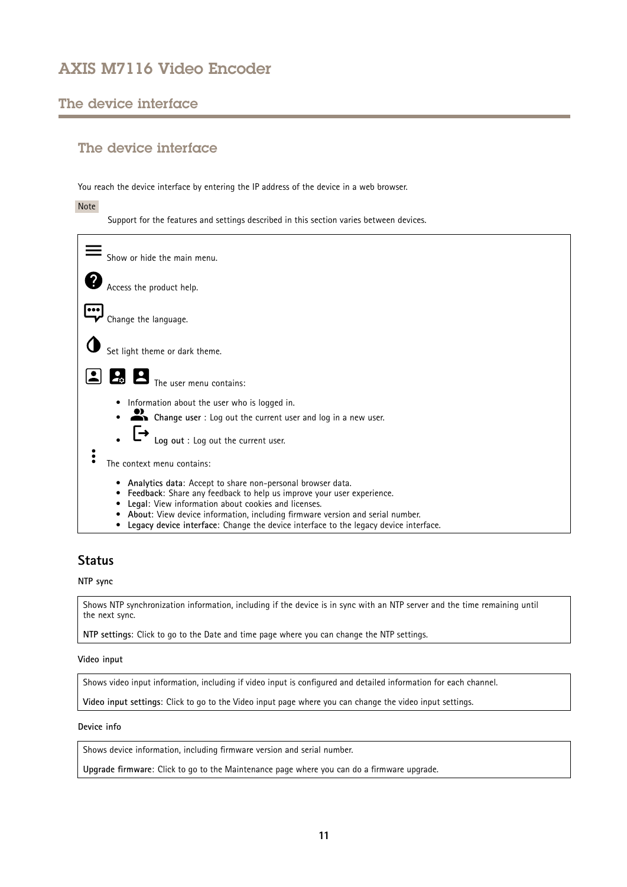# The device interface

You reach the device interface by entering the IP address of the device in a web browser.

Note

Support for the features and settings described in this section varies between devices.

Show or hide the main menu.

Access the product help.

Change the language.

Set light theme or dark theme.

The user menu contains:

- Information about the user who is logged in.
- **Change user** : Log out the current user and log in a new user.
- **Log out** : Log out the current user.

The context menu contains:

- **Analytics data**: Accept to share non-personal browser data.
- **Feedback**: Share any feedback to help us improve your user experience.
- **Legal**: View information about cookies and licenses.
- **About**: View device information, including firmware version and serial number.
- **Legacy device interface**: Change the device interface to the legacy device interface.

## Status

### NTP sync

Shows NTP synchronization information, including if the device is in sync with an NTP server and the time remaining until the next sync.

**NTP settings**: Click to go to the Date and time page where you can change the NTP settings.

### Video input

Shows video input information, including if video input is configured and detailed information for each channel.

**Video input settings**: Click to go to the Video input page where you can change the video input settings.

### Device info

Shows device information, including firmware version and serial number.

**Upgrade firmware**: Click to go to the Maintenance page where you can do a firmware upgrade.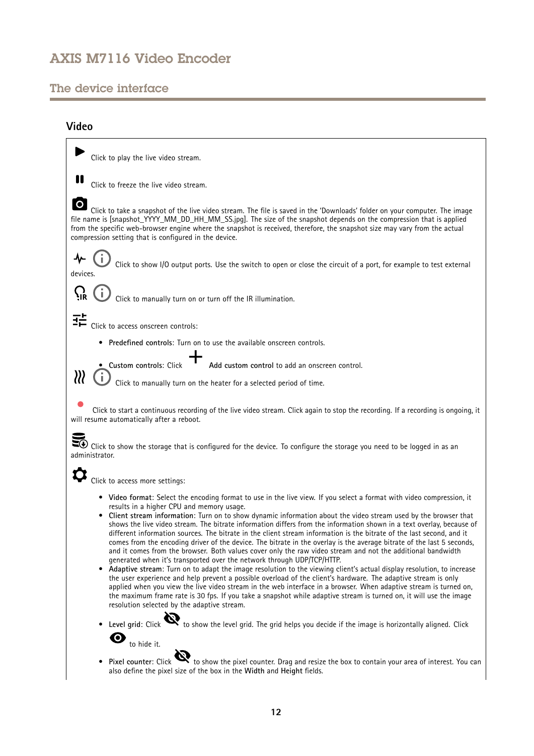## Video

Click to play the live video stream.

Click to freeze the live video stream.

Click to take a snapshot of the live video stream. The file is saved in the 'Downloads' folder on your computer. The image file name is [snapshot_YYYY_MM_DD_HH_MM_SS.jpg]. The size of the snapshot depends on the compression that is applied from the specific web-browser engine where the snapshot is received, therefore, the snapshot size may vary from the actual compression setting that is configured in the device.

Click to show I/O output ports. Use the switch to open or close the circuit of a port, for example to test external devices.

Click to manually turn on or turn off the IR illumination.

Click to access onscreen controls:

- **Predefined controls**: Turn on to use the available onscreen controls.
- **Custom controls**: Click **Add custom control** to add an onscreen control.

Click to manually turn on the heater for a selected period of time.

Click to start a continuous recording of the live video stream. Click again to stop the recording. If a recording is ongoing, it will resume automatically after a reboot.

Click to show the storage that is configured for the device. To configure the storage you need to be logged in as an administrator.

Click to access more settings:

- **Video format**: Select the encoding format to use in the live view. If you select a format with video compression, it results in a higher CPU and memory usage.
- **Client stream information**: Turn on to show dynamic information about the video stream used by the browser that shows the live video stream. The bitrate information differs from the information shown in a text overlay, because of different information sources. The bitrate in the client stream information is the bitrate of the last second, and it comes from the encoding driver of the device. The bitrate in the overlay is the average bitrate of the last 5 seconds, and it comes from the browser. Both values cover only the raw video stream and not the additional bandwidth generated when it's transported over the network through UDP/TCP/HTTP.
- **Adaptive stream**: Turn on to adapt the image resolution to the viewing client's actual display resolution, to increase the user experience and help prevent a possible overload of the client's hardware. The adaptive stream is only applied when you view the live video stream in the web interface in a browser. When adaptive stream is turned on, the maximum frame rate is 30 fps. If you take a snapshot while adaptive stream is turned on, it will use the image resolution selected by the adaptive stream.
- **Level grid**: Click to show the level grid. The grid helps you decide if the image is horizontally aligned. Click to hide it.
- **Pixel counter**: Click to show the pixel counter. Drag and resize the box to contain your area of interest. You can also define the pixel size of the box in the **Width** and **Height** fields.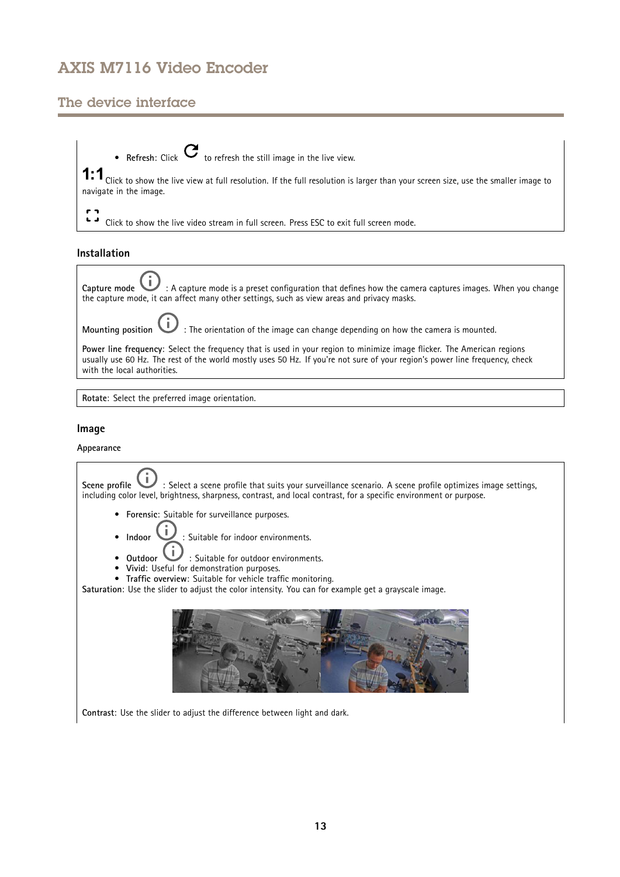## The device interface

- **Refresh**: Click ↻ to refresh the still image in the live view.

**1:1** Click to show the live view at full resolution. If the full resolution is larger than your screen size, use the smaller image to navigate in the image.

Click to show the live video stream in full screen. Press ESC to exit full screen mode.

### Installation

**Capture mode** ⓘ : A capture mode is a preset configuration that defines how the camera captures images. When you change the capture mode, it can affect many other settings, such as view areas and privacy masks.

**Mounting position** ⓘ : The orientation of the image can change depending on how the camera is mounted.

**Power line frequency**: Select the frequency that is used in your region to minimize image flicker. The American regions usually use 60 Hz. The rest of the world mostly uses 50 Hz. If you're not sure of your region's power line frequency, check with the local authorities.

**Rotate**: Select the preferred image orientation.

### Image

#### Appearance

**Scene profile** ⓘ : Select a scene profile that suits your surveillance scenario. A scene profile optimizes image settings, including color level, brightness, sharpness, contrast, and local contrast, for a specific environment or purpose.

- **Forensic**: Suitable for surveillance purposes.
- **Indoor** ⓘ : Suitable for indoor environments.
- **Outdoor** ⓘ : Suitable for outdoor environments.
- **Vivid**: Useful for demonstration purposes.
- **Traffic overview**: Suitable for vehicle traffic monitoring.

**Saturation**: Use the slider to adjust the color intensity. You can for example get a grayscale image.

**Contrast**: Use the slider to adjust the difference between light and dark.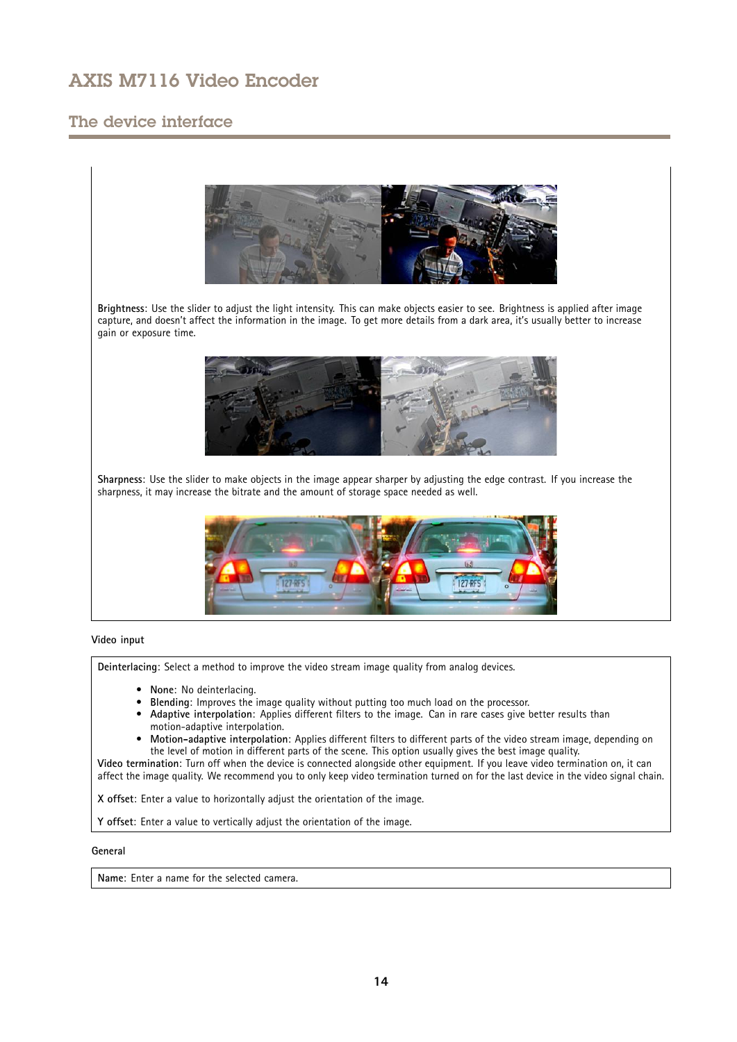**Brightness**: Use the slider to adjust the light intensity. This can make objects easier to see. Brightness is applied after image capture, and doesn't affect the information in the image. To get more details from a dark area, it's usually better to increase gain or exposure time.

**Sharpness**: Use the slider to make objects in the image appear sharper by adjusting the edge contrast. If you increase the sharpness, it may increase the bitrate and the amount of storage space needed as well.

Video input

**Deinterlacing**: Select a method to improve the video stream image quality from analog devices.

- **None**: No deinterlacing.
- **Blending**: Improves the image quality without putting too much load on the processor.
- **Adaptive interpolation**: Applies different filters to the image. Can in rare cases give better results than motion-adaptive interpolation.
- **Motion-adaptive interpolation**: Applies different filters to different parts of the video stream image, depending on the level of motion in different parts of the scene. This option usually gives the best image quality.

**Video termination**: Turn off when the device is connected alongside other equipment. If you leave video termination on, it can affect the image quality. We recommend you to only keep video termination turned on for the last device in the video signal chain.

**X offset**: Enter a value to horizontally adjust the orientation of the image.

**Y offset**: Enter a value to vertically adjust the orientation of the image.

General

**Name**: Enter a name for the selected camera.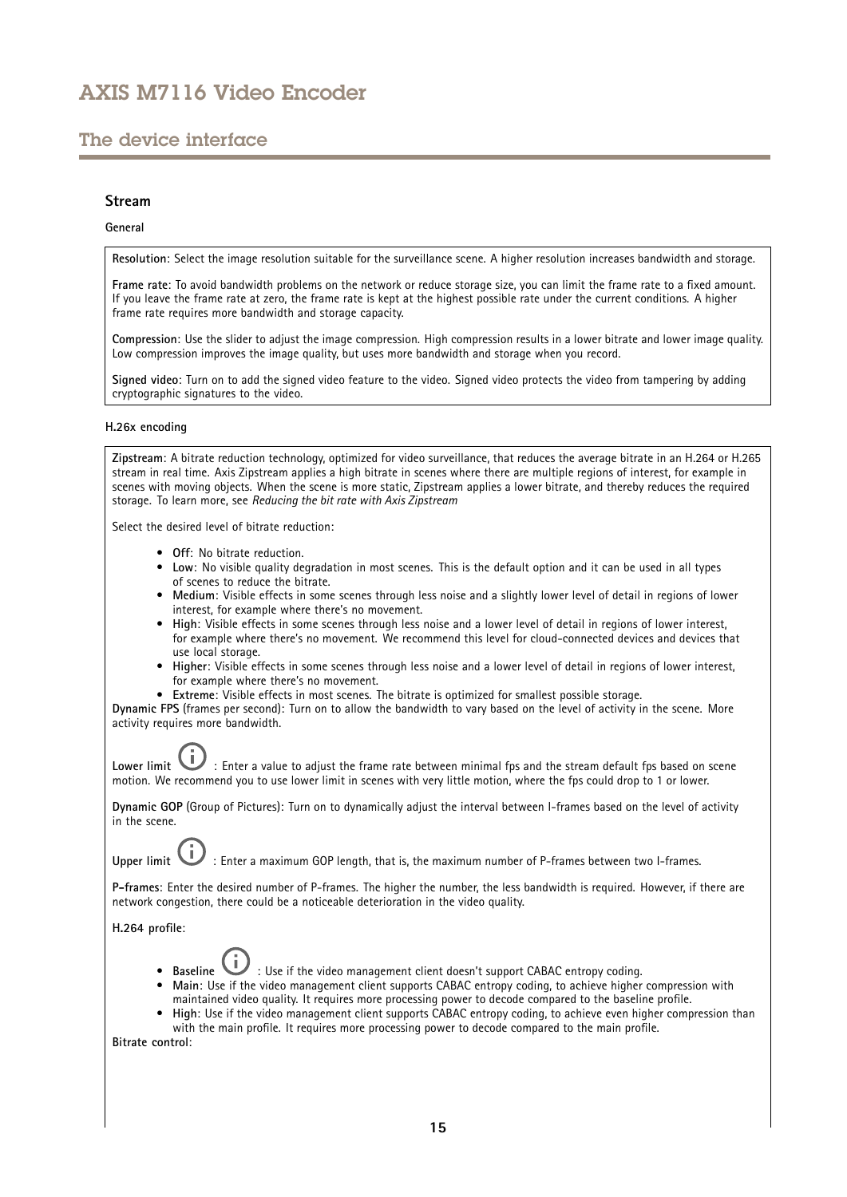## The device interface

### Stream

#### General

**Resolution**: Select the image resolution suitable for the surveillance scene. A higher resolution increases bandwidth and storage.

**Frame rate**: To avoid bandwidth problems on the network or reduce storage size, you can limit the frame rate to a fixed amount. If you leave the frame rate at zero, the frame rate is kept at the highest possible rate under the current conditions. A higher frame rate requires more bandwidth and storage capacity.

**Compression**: Use the slider to adjust the image compression. High compression results in a lower bitrate and lower image quality. Low compression improves the image quality, but uses more bandwidth and storage when you record.

**Signed video**: Turn on to add the signed video feature to the video. Signed video protects the video from tampering by adding cryptographic signatures to the video.

#### H.26x encoding

**Zipstream**: A bitrate reduction technology, optimized for video surveillance, that reduces the average bitrate in an H.264 or H.265 stream in real time. Axis Zipstream applies a high bitrate in scenes where there are multiple regions of interest, for example in scenes with moving objects. When the scene is more static, Zipstream applies a lower bitrate, and thereby reduces the required storage. To learn more, see *Reducing the bit rate with Axis Zipstream*

Select the desired level of bitrate reduction:

- **Off**: No bitrate reduction.
- **Low**: No visible quality degradation in most scenes. This is the default option and it can be used in all types of scenes to reduce the bitrate.
- **Medium**: Visible effects in some scenes through less noise and a slightly lower level of detail in regions of lower interest, for example where there's no movement.
- **High**: Visible effects in some scenes through less noise and a lower level of detail in regions of lower interest, for example where there's no movement. We recommend this level for cloud-connected devices and devices that use local storage.
- **Higher**: Visible effects in some scenes through less noise and a lower level of detail in regions of lower interest, for example where there's no movement.
- **Extreme**: Visible effects in most scenes. The bitrate is optimized for smallest possible storage.

**Dynamic FPS** (frames per second): Turn on to allow the bandwidth to vary based on the level of activity in the scene. More activity requires more bandwidth.

**Lower limit** ⓘ : Enter a value to adjust the frame rate between minimal fps and the stream default fps based on scene motion. We recommend you to use lower limit in scenes with very little motion, where the fps could drop to 1 or lower.

**Dynamic GOP** (Group of Pictures): Turn on to dynamically adjust the interval between I-frames based on the level of activity in the scene.

**Upper limit** ⓘ : Enter a maximum GOP length, that is, the maximum number of P-frames between two I-frames.

**P-frames**: Enter the desired number of P-frames. The higher the number, the less bandwidth is required. However, if there are network congestion, there could be a noticeable deterioration in the video quality.

**H.264 profile**:

- **Baseline** ⓘ : Use if the video management client doesn't support CABAC entropy coding.
- **Main**: Use if the video management client supports CABAC entropy coding, to achieve higher compression with maintained video quality. It requires more processing power to decode compared to the baseline profile.
- **High**: Use if the video management client supports CABAC entropy coding, to achieve even higher compression than with the main profile. It requires more processing power to decode compared to the main profile.

**Bitrate control**: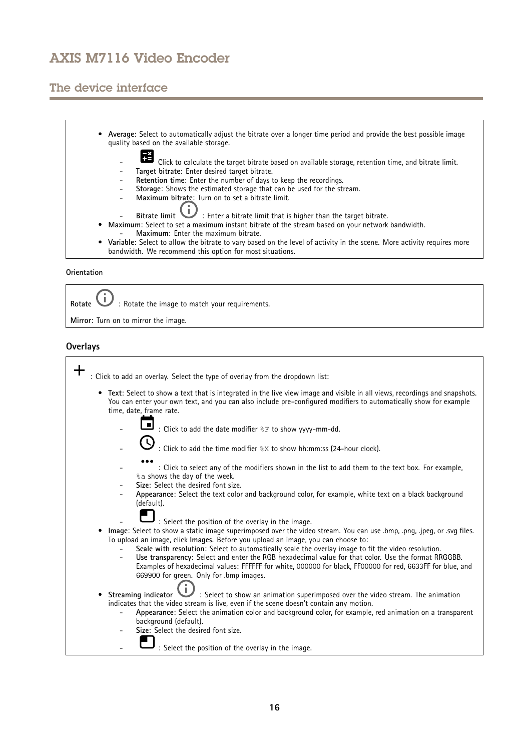- **Average**: Select to automatically adjust the bitrate over a longer time period and provide the best possible image quality based on the available storage.
  - Click to calculate the target bitrate based on available storage, retention time, and bitrate limit.
  - **Target bitrate**: Enter desired target bitrate.
  - **Retention time**: Enter the number of days to keep the recordings.
  - **Storage**: Shows the estimated storage that can be used for the stream.
  - **Maximum bitrate**: Turn on to set a bitrate limit.
  - **Bitrate limit** : Enter a bitrate limit that is higher than the target bitrate.
- **Maximum**: Select to set a maximum instant bitrate of the stream based on your network bandwidth.
  - **Maximum**: Enter the maximum bitrate.
- **Variable**: Select to allow the bitrate to vary based on the level of activity in the scene. More activity requires more bandwidth. We recommend this option for most situations.

**Orientation**

**Rotate** : Rotate the image to match your requirements.

**Mirror**: Turn on to mirror the image.

### Overlays

: Click to add an overlay. Select the type of overlay from the dropdown list:

- **Text**: Select to show a text that is integrated in the live view image and visible in all views, recordings and snapshots. You can enter your own text, and you can also include pre-configured modifiers to automatically show for example time, date, frame rate.
  - : Click to add the date modifier %F to show yyyy-mm-dd.
  - : Click to add the time modifier %X to show hh:mm:ss (24-hour clock).
  - : Click to select any of the modifiers shown in the list to add them to the text box. For example, %a shows the day of the week.
  - **Size**: Select the desired font size.
  - **Appearance**: Select the text color and background color, for example, white text on a black background (default).
  - : Select the position of the overlay in the image.
- **Image**: Select to show a static image superimposed over the video stream. You can use .bmp, .png, .jpeg, or .svg files. To upload an image, click **Images**. Before you upload an image, you can choose to:
  - **Scale with resolution**: Select to automatically scale the overlay image to fit the video resolution.
  - **Use transparency**: Select and enter the RGB hexadecimal value for that color. Use the format RRGGBB. Examples of hexadecimal values: FFFFFF for white, 000000 for black, FF0000 for red, 6633FF for blue, and 669900 for green. Only for .bmp images.
- **Streaming indicator** : Select to show an animation superimposed over the video stream. The animation indicates that the video stream is live, even if the scene doesn't contain any motion.
  - **Appearance**: Select the animation color and background color, for example, red animation on a transparent background (default).
  - **Size**: Select the desired font size.
  - : Select the position of the overlay in the image.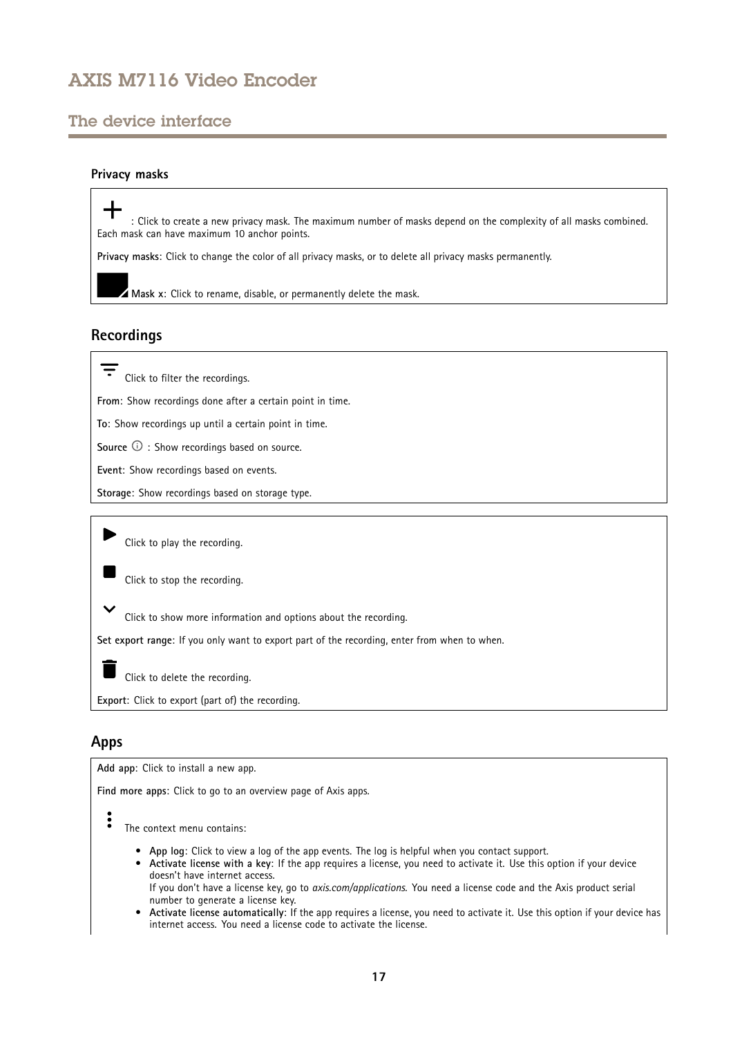## Privacy masks

: Click to create a new privacy mask. The maximum number of masks depend on the complexity of all masks combined. Each mask can have maximum 10 anchor points.

**Privacy masks**: Click to change the color of all privacy masks, or to delete all privacy masks permanently.

**Mask x**: Click to rename, disable, or permanently delete the mask.

## Recordings

Click to filter the recordings.

**From**: Show recordings done after a certain point in time.

**To**: Show recordings up until a certain point in time.

**Source** : Show recordings based on source.

**Event**: Show recordings based on events.

**Storage**: Show recordings based on storage type.

Click to play the recording.

Click to stop the recording.

Click to show more information and options about the recording.

**Set export range**: If you only want to export part of the recording, enter from when to when.

Click to delete the recording.

**Export**: Click to export (part of) the recording.

## Apps

**Add app**: Click to install a new app.

**Find more apps**: Click to go to an overview page of Axis apps.

The context menu contains:

- **App log**: Click to view a log of the app events. The log is helpful when you contact support.
- **Activate license with a key**: If the app requires a license, you need to activate it. Use this option if your device doesn't have internet access.
  If you don't have a license key, go to *axis.com/applications*. You need a license code and the Axis product serial number to generate a license key.
- **Activate license automatically**: If the app requires a license, you need to activate it. Use this option if your device has internet access. You need a license code to activate the license.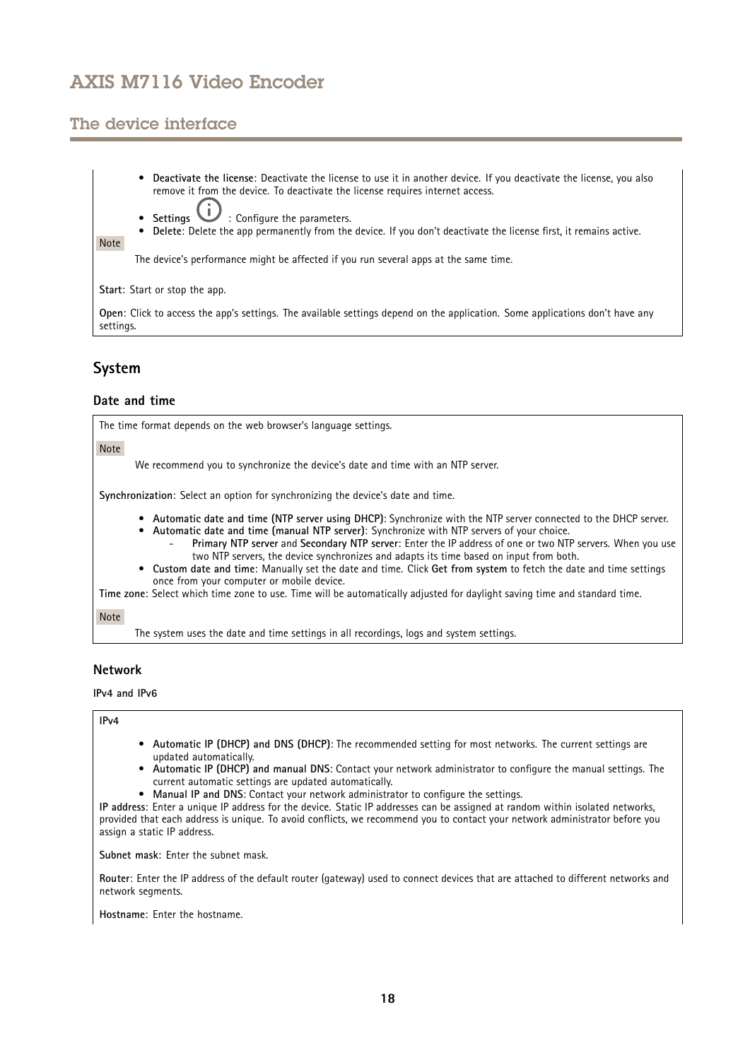- **Deactivate the license**: Deactivate the license to use it in another device. If you deactivate the license, you also remove it from the device. To deactivate the license requires internet access.
- **Settings** : Configure the parameters.
- **Delete**: Delete the app permanently from the device. If you don't deactivate the license first, it remains active.

Note

The device's performance might be affected if you run several apps at the same time.

**Start**: Start or stop the app.

**Open**: Click to access the app's settings. The available settings depend on the application. Some applications don't have any settings.

## System

### Date and time

The time format depends on the web browser's language settings.

Note

We recommend you to synchronize the device's date and time with an NTP server.

**Synchronization**: Select an option for synchronizing the device's date and time.

- **Automatic date and time (NTP server using DHCP)**: Synchronize with the NTP server connected to the DHCP server.
- **Automatic date and time (manual NTP server)**: Synchronize with NTP servers of your choice.
  - **Primary NTP server** and **Secondary NTP server**: Enter the IP address of one or two NTP servers. When you use two NTP servers, the device synchronizes and adapts its time based on input from both.
- **Custom date and time**: Manually set the date and time. Click **Get from system** to fetch the date and time settings once from your computer or mobile device.

**Time zone**: Select which time zone to use. Time will be automatically adjusted for daylight saving time and standard time.

Note

The system uses the date and time settings in all recordings, logs and system settings.

### Network

#### IPv4 and IPv6

**IPv4**

- **Automatic IP (DHCP) and DNS (DHCP)**: The recommended setting for most networks. The current settings are updated automatically.
- **Automatic IP (DHCP) and manual DNS**: Contact your network administrator to configure the manual settings. The current automatic settings are updated automatically.
- **Manual IP and DNS**: Contact your network administrator to configure the settings.

**IP address**: Enter a unique IP address for the device. Static IP addresses can be assigned at random within isolated networks, provided that each address is unique. To avoid conflicts, we recommend you to contact your network administrator before you assign a static IP address.

**Subnet mask**: Enter the subnet mask.

**Router**: Enter the IP address of the default router (gateway) used to connect devices that are attached to different networks and network segments.

**Hostname**: Enter the hostname.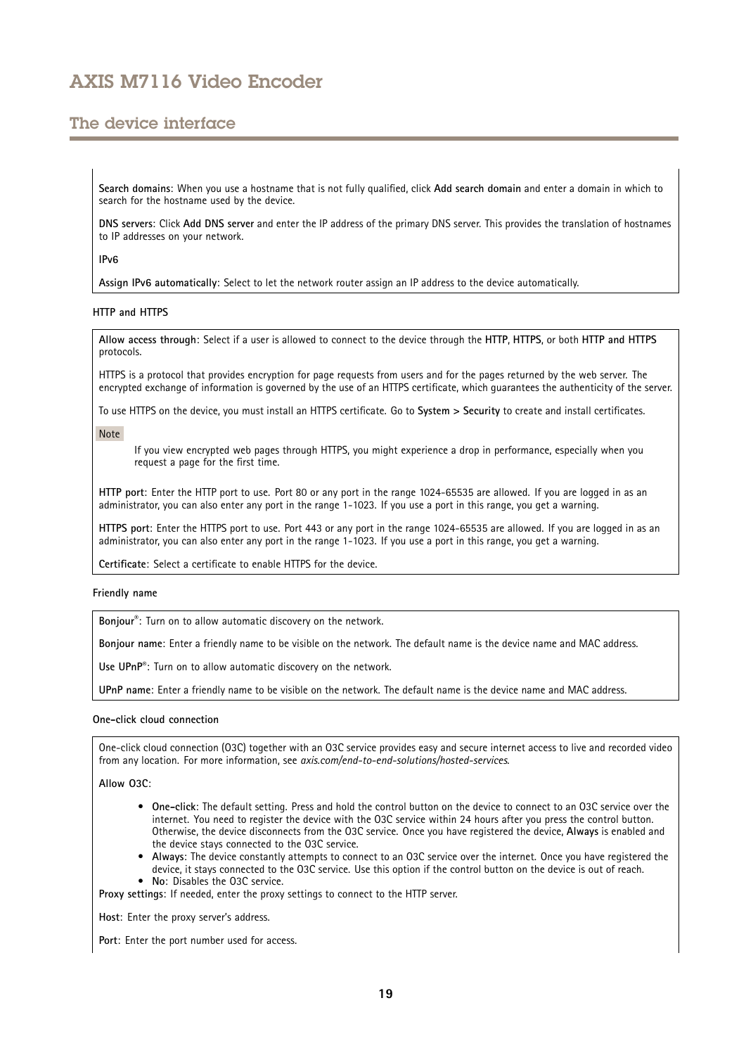**Search domains**: When you use a hostname that is not fully qualified, click **Add search domain** and enter a domain in which to search for the hostname used by the device.

**DNS servers**: Click **Add DNS server** and enter the IP address of the primary DNS server. This provides the translation of hostnames to IP addresses on your network.

**IPv6**

**Assign IPv6 automatically**: Select to let the network router assign an IP address to the device automatically.

**HTTP and HTTPS**

**Allow access through**: Select if a user is allowed to connect to the device through the **HTTP**, **HTTPS**, or both **HTTP and HTTPS** protocols.

HTTPS is a protocol that provides encryption for page requests from users and for the pages returned by the web server. The encrypted exchange of information is governed by the use of an HTTPS certificate, which guarantees the authenticity of the server.

To use HTTPS on the device, you must install an HTTPS certificate. Go to **System > Security** to create and install certificates.

Note

If you view encrypted web pages through HTTPS, you might experience a drop in performance, especially when you request a page for the first time.

**HTTP port**: Enter the HTTP port to use. Port 80 or any port in the range 1024-65535 are allowed. If you are logged in as an administrator, you can also enter any port in the range 1-1023. If you use a port in this range, you get a warning.

**HTTPS port**: Enter the HTTPS port to use. Port 443 or any port in the range 1024-65535 are allowed. If you are logged in as an administrator, you can also enter any port in the range 1-1023. If you use a port in this range, you get a warning.

**Certificate**: Select a certificate to enable HTTPS for the device.

**Friendly name**

**Bonjour®**: Turn on to allow automatic discovery on the network.

**Bonjour name**: Enter a friendly name to be visible on the network. The default name is the device name and MAC address.

**Use UPnP®**: Turn on to allow automatic discovery on the network.

**UPnP name**: Enter a friendly name to be visible on the network. The default name is the device name and MAC address.

**One-click cloud connection**

One-click cloud connection (O3C) together with an O3C service provides easy and secure internet access to live and recorded video from any location. For more information, see *axis.com/end-to-end-solutions/hosted-services*.

**Allow O3C**:

- **One-click**: The default setting. Press and hold the control button on the device to connect to an O3C service over the internet. You need to register the device with the O3C service within 24 hours after you press the control button. Otherwise, the device disconnects from the O3C service. Once you have registered the device, **Always** is enabled and the device stays connected to the O3C service.
- **Always**: The device constantly attempts to connect to an O3C service over the internet. Once you have registered the device, it stays connected to the O3C service. Use this option if the control button on the device is out of reach.
- **No**: Disables the O3C service.

**Proxy settings**: If needed, enter the proxy settings to connect to the HTTP server.

**Host**: Enter the proxy server's address.

**Port**: Enter the port number used for access.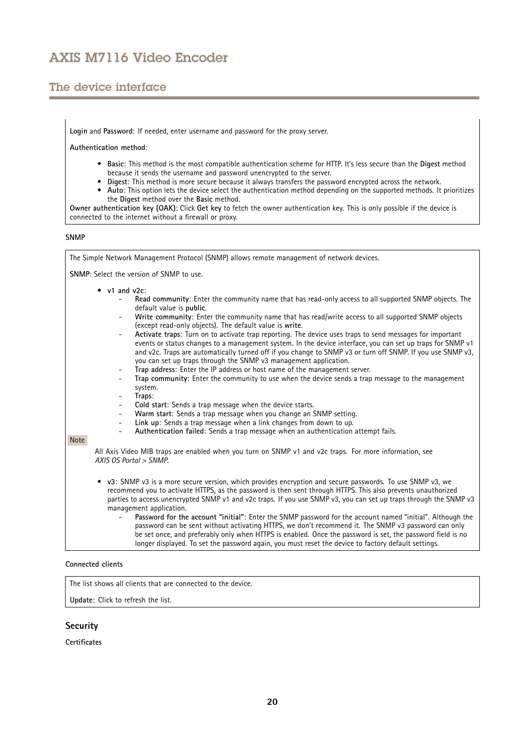**Login** and **Password**: If needed, enter username and password for the proxy server.

**Authentication method**:

- **Basic**: This method is the most compatible authentication scheme for HTTP. It's less secure than the **Digest** method because it sends the username and password unencrypted to the server.
- **Digest**: This method is more secure because it always transfers the password encrypted across the network.
- **Auto**: This option lets the device select the authentication method depending on the supported methods. It prioritizes the **Digest** method over the **Basic** method.

**Owner authentication key (OAK)**: Click **Get key** to fetch the owner authentication key. This is only possible if the device is connected to the internet without a firewall or proxy.

**SNMP**

The Simple Network Management Protocol (SNMP) allows remote management of network devices.

**SNMP**: Select the version of SNMP to use.

- **v1 and v2c**:
  - **Read community**: Enter the community name that has read-only access to all supported SNMP objects. The default value is **public**.
  - **Write community**: Enter the community name that has read/write access to all supported SNMP objects (except read-only objects). The default value is **write**.
  - **Activate traps**: Turn on to activate trap reporting. The device uses traps to send messages for important events or status changes to a management system. In the device interface, you can set up traps for SNMP v1 and v2c. Traps are automatically turned off if you change to SNMP v3 or turn off SNMP. If you use SNMP v3, you can set up traps through the SNMP v3 management application.
  - **Trap address**: Enter the IP address or host name of the management server.
  - **Trap community**: Enter the community to use when the device sends a trap message to the management system.
  - **Traps**:
  - **Cold start**: Sends a trap message when the device starts.
  - **Warm start**: Sends a trap message when you change an SNMP setting.
  - **Link up**: Sends a trap message when a link changes from down to up.
  - **Authentication failed**: Sends a trap message when an authentication attempt fails.

Note

All Axis Video MIB traps are enabled when you turn on SNMP v1 and v2c traps. For more information, see *AXIS OS Portal > SNMP*.

- **v3**: SNMP v3 is a more secure version, which provides encryption and secure passwords. To use SNMP v3, we recommend you to activate HTTPS, as the password is then sent through HTTPS. This also prevents unauthorized parties to access unencrypted SNMP v1 and v2c traps. If you use SNMP v3, you can set up traps through the SNMP v3 management application.
  - **Password for the account "initial"**: Enter the SNMP password for the account named "initial". Although the password can be sent without activating HTTPS, we don't recommend it. The SNMP v3 password can only be set once, and preferably only when HTTPS is enabled. Once the password is set, the password field is no longer displayed. To set the password again, you must reset the device to factory default settings.

**Connected clients**

The list shows all clients that are connected to the device.

**Update**: Click to refresh the list.

### Security

**Certificates**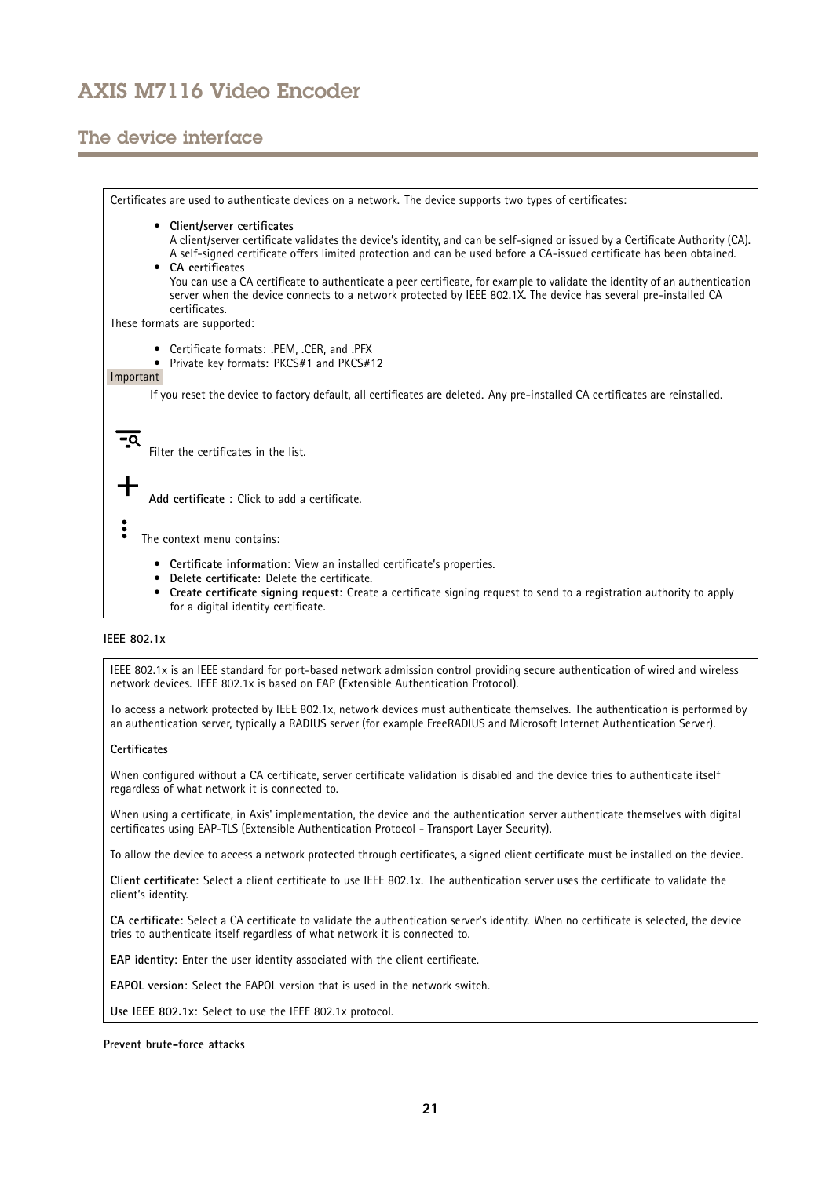Certificates are used to authenticate devices on a network. The device supports two types of certificates:

- **Client/server certificates**
  A client/server certificate validates the device's identity, and can be self-signed or issued by a Certificate Authority (CA). A self-signed certificate offers limited protection and can be used before a CA-issued certificate has been obtained.
- **CA certificates**
  You can use a CA certificate to authenticate a peer certificate, for example to validate the identity of an authentication server when the device connects to a network protected by IEEE 802.1X. The device has several pre-installed CA certificates.

These formats are supported:

- Certificate formats: .PEM, .CER, and .PFX
- Private key formats: PKCS#1 and PKCS#12

Important

If you reset the device to factory default, all certificates are deleted. Any pre-installed CA certificates are reinstalled.

Filter the certificates in the list.

**Add certificate** : Click to add a certificate.

The context menu contains:

- **Certificate information**: View an installed certificate's properties.
- **Delete certificate**: Delete the certificate.
- **Create certificate signing request**: Create a certificate signing request to send to a registration authority to apply for a digital identity certificate.

**IEEE 802.1x**

IEEE 802.1x is an IEEE standard for port-based network admission control providing secure authentication of wired and wireless network devices. IEEE 802.1x is based on EAP (Extensible Authentication Protocol).

To access a network protected by IEEE 802.1x, network devices must authenticate themselves. The authentication is performed by an authentication server, typically a RADIUS server (for example FreeRADIUS and Microsoft Internet Authentication Server).

**Certificates**

When configured without a CA certificate, server certificate validation is disabled and the device tries to authenticate itself regardless of what network it is connected to.

When using a certificate, in Axis' implementation, the device and the authentication server authenticate themselves with digital certificates using EAP-TLS (Extensible Authentication Protocol - Transport Layer Security).

To allow the device to access a network protected through certificates, a signed client certificate must be installed on the device.

**Client certificate**: Select a client certificate to use IEEE 802.1x. The authentication server uses the certificate to validate the client's identity.

**CA certificate**: Select a CA certificate to validate the authentication server's identity. When no certificate is selected, the device tries to authenticate itself regardless of what network it is connected to.

**EAP identity**: Enter the user identity associated with the client certificate.

**EAPOL version**: Select the EAPOL version that is used in the network switch.

**Use IEEE 802.1x**: Select to use the IEEE 802.1x protocol.

**Prevent brute-force attacks**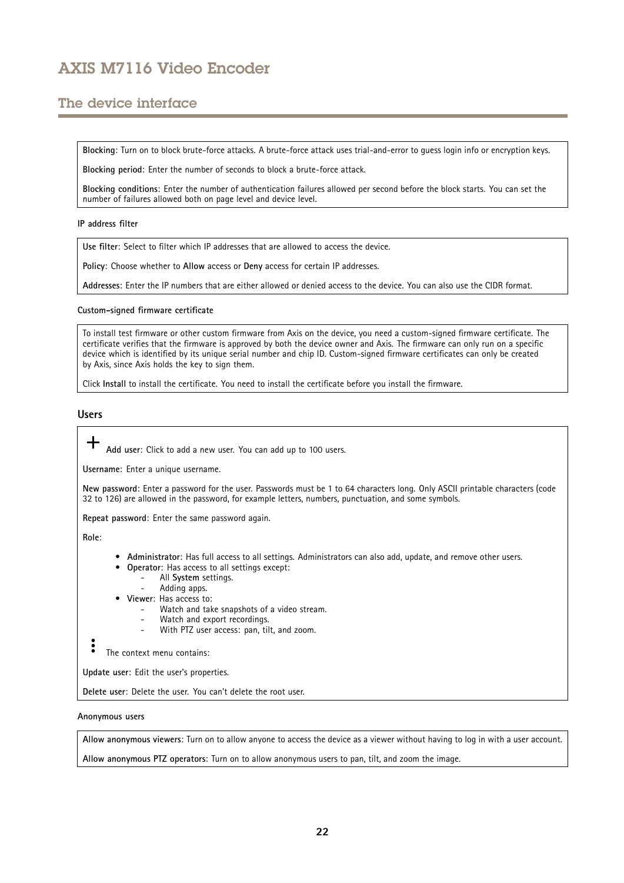**Blocking**: Turn on to block brute-force attacks. A brute-force attack uses trial-and-error to guess login info or encryption keys.

**Blocking period**: Enter the number of seconds to block a brute-force attack.

**Blocking conditions**: Enter the number of authentication failures allowed per second before the block starts. You can set the number of failures allowed both on page level and device level.

**IP address filter**

**Use filter**: Select to filter which IP addresses that are allowed to access the device.

**Policy**: Choose whether to **Allow** access or **Deny** access for certain IP addresses.

**Addresses**: Enter the IP numbers that are either allowed or denied access to the device. You can also use the CIDR format.

**Custom-signed firmware certificate**

To install test firmware or other custom firmware from Axis on the device, you need a custom-signed firmware certificate. The certificate verifies that the firmware is approved by both the device owner and Axis. The firmware can only run on a specific device which is identified by its unique serial number and chip ID. Custom-signed firmware certificates can only be created by Axis, since Axis holds the key to sign them.

Click **Install** to install the certificate. You need to install the certificate before you install the firmware.

### Users

+ **Add user**: Click to add a new user. You can add up to 100 users.

**Username**: Enter a unique username.

**New password**: Enter a password for the user. Passwords must be 1 to 64 characters long. Only ASCII printable characters (code 32 to 126) are allowed in the password, for example letters, numbers, punctuation, and some symbols.

**Repeat password**: Enter the same password again.

**Role**:

- **Administrator**: Has full access to all settings. Administrators can also add, update, and remove other users.
- **Operator**: Has access to all settings except:
  - All **System** settings.
  - Adding apps.
- **Viewer**: Has access to:
  - Watch and take snapshots of a video stream.
  - Watch and export recordings.
  - With PTZ user access: pan, tilt, and zoom.

⋮ The context menu contains:

**Update user**: Edit the user's properties.

**Delete user**: Delete the user. You can't delete the root user.

**Anonymous users**

**Allow anonymous viewers**: Turn on to allow anyone to access the device as a viewer without having to log in with a user account.

**Allow anonymous PTZ operators**: Turn on to allow anonymous users to pan, tilt, and zoom the image.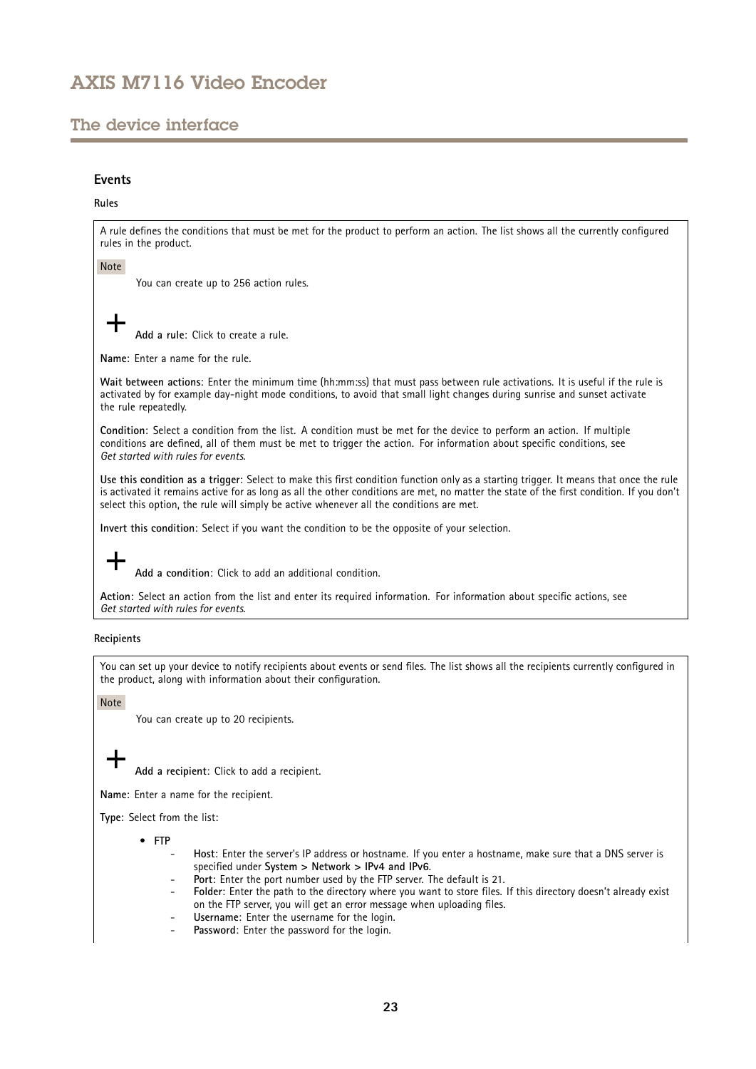## Events

### Rules

A rule defines the conditions that must be met for the product to perform an action. The list shows all the currently configured rules in the product.

Note

You can create up to 256 action rules.

+ **Add a rule**: Click to create a rule.

**Name**: Enter a name for the rule.

**Wait between actions**: Enter the minimum time (hh:mm:ss) that must pass between rule activations. It is useful if the rule is activated by for example day-night mode conditions, to avoid that small light changes during sunrise and sunset activate the rule repeatedly.

**Condition**: Select a condition from the list. A condition must be met for the device to perform an action. If multiple conditions are defined, all of them must be met to trigger the action. For information about specific conditions, see *Get started with rules for events*.

**Use this condition as a trigger**: Select to make this first condition function only as a starting trigger. It means that once the rule is activated it remains active for as long as all the other conditions are met, no matter the state of the first condition. If you don't select this option, the rule will simply be active whenever all the conditions are met.

**Invert this condition**: Select if you want the condition to be the opposite of your selection.

+ **Add a condition**: Click to add an additional condition.

**Action**: Select an action from the list and enter its required information. For information about specific actions, see *Get started with rules for events*.

### Recipients

You can set up your device to notify recipients about events or send files. The list shows all the recipients currently configured in the product, along with information about their configuration.

Note

You can create up to 20 recipients.

+ **Add a recipient**: Click to add a recipient.

**Name**: Enter a name for the recipient.

**Type**: Select from the list:

- **FTP**
  - **Host**: Enter the server's IP address or hostname. If you enter a hostname, make sure that a DNS server is specified under **System > Network > IPv4 and IPv6**.
  - **Port**: Enter the port number used by the FTP server. The default is 21.
  - **Folder**: Enter the path to the directory where you want to store files. If this directory doesn't already exist on the FTP server, you will get an error message when uploading files.
  - **Username**: Enter the username for the login.
  - **Password**: Enter the password for the login.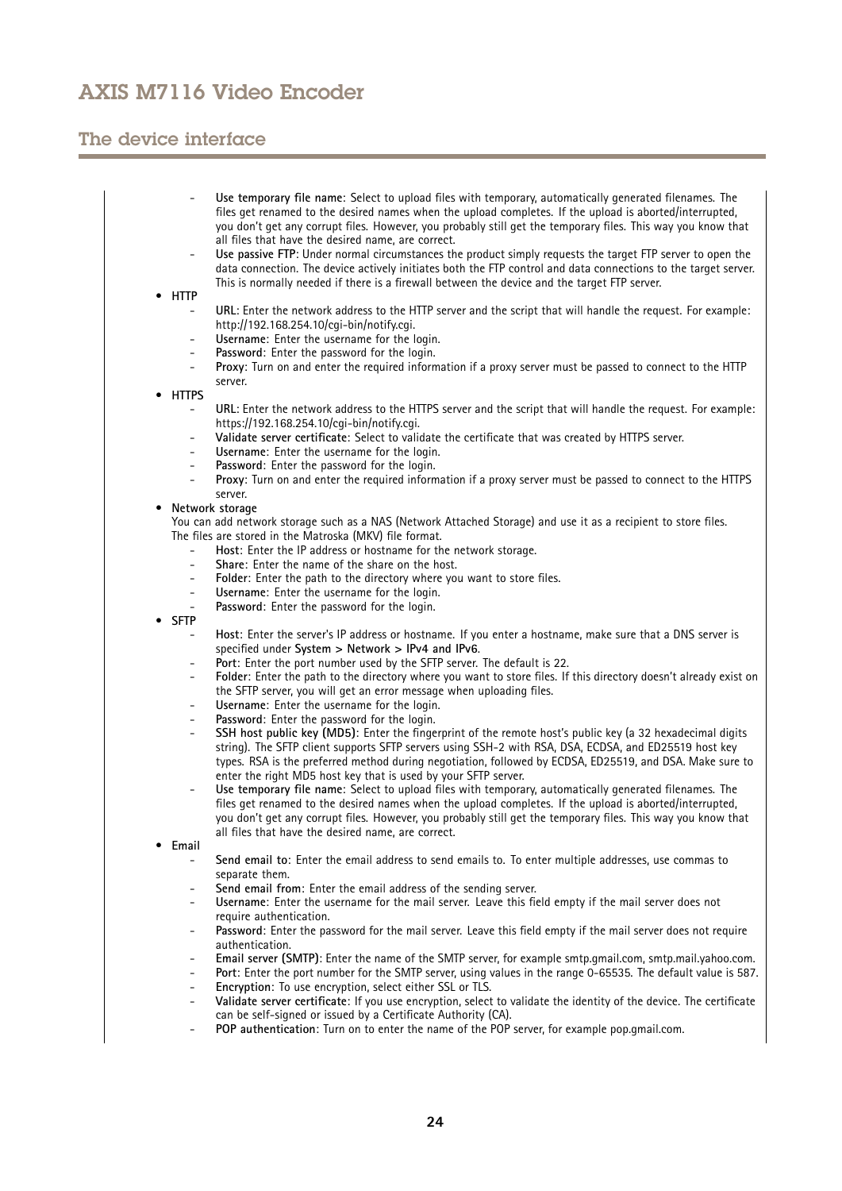- **Use temporary file name**: Select to upload files with temporary, automatically generated filenames. The files get renamed to the desired names when the upload completes. If the upload is aborted/interrupted, you don't get any corrupt files. However, you probably still get the temporary files. This way you know that all files that have the desired name, are correct.
- **Use passive FTP**: Under normal circumstances the product simply requests the target FTP server to open the data connection. The device actively initiates both the FTP control and data connections to the target server. This is normally needed if there is a firewall between the device and the target FTP server.

- **HTTP**
  - **URL**: Enter the network address to the HTTP server and the script that will handle the request. For example: http://192.168.254.10/cgi-bin/notify.cgi.
  - **Username**: Enter the username for the login.
  - **Password**: Enter the password for the login.
  - **Proxy**: Turn on and enter the required information if a proxy server must be passed to connect to the HTTP server.
- **HTTPS**
  - **URL**: Enter the network address to the HTTPS server and the script that will handle the request. For example: https://192.168.254.10/cgi-bin/notify.cgi.
  - **Validate server certificate**: Select to validate the certificate that was created by HTTPS server.
  - **Username**: Enter the username for the login.
  - **Password**: Enter the password for the login.
  - **Proxy**: Turn on and enter the required information if a proxy server must be passed to connect to the HTTPS server.
- **Network storage**
  You can add network storage such as a NAS (Network Attached Storage) and use it as a recipient to store files. The files are stored in the Matroska (MKV) file format.
  - **Host**: Enter the IP address or hostname for the network storage.
  - **Share**: Enter the name of the share on the host.
  - **Folder**: Enter the path to the directory where you want to store files.
  - **Username**: Enter the username for the login.
  - **Password**: Enter the password for the login.
- **SFTP**
  - **Host**: Enter the server's IP address or hostname. If you enter a hostname, make sure that a DNS server is specified under **System > Network > IPv4 and IPv6**.
  - **Port**: Enter the port number used by the SFTP server. The default is 22.
  - **Folder**: Enter the path to the directory where you want to store files. If this directory doesn't already exist on the SFTP server, you will get an error message when uploading files.
  - **Username**: Enter the username for the login.
  - **Password**: Enter the password for the login.
  - **SSH host public key (MD5)**: Enter the fingerprint of the remote host's public key (a 32 hexadecimal digits string). The SFTP client supports SFTP servers using SSH-2 with RSA, DSA, ECDSA, and ED25519 host key types. RSA is the preferred method during negotiation, followed by ECDSA, ED25519, and DSA. Make sure to enter the right MD5 host key that is used by your SFTP server.
  - **Use temporary file name**: Select to upload files with temporary, automatically generated filenames. The files get renamed to the desired names when the upload completes. If the upload is aborted/interrupted, you don't get any corrupt files. However, you probably still get the temporary files. This way you know that all files that have the desired name, are correct.
- **Email**
  - **Send email to**: Enter the email address to send emails to. To enter multiple addresses, use commas to separate them.
  - **Send email from**: Enter the email address of the sending server.
  - **Username**: Enter the username for the mail server. Leave this field empty if the mail server does not require authentication.
  - **Password**: Enter the password for the mail server. Leave this field empty if the mail server does not require authentication.
  - **Email server (SMTP)**: Enter the name of the SMTP server, for example smtp.gmail.com, smtp.mail.yahoo.com.
  - **Port**: Enter the port number for the SMTP server, using values in the range 0-65535. The default value is 587.
  - **Encryption**: To use encryption, select either SSL or TLS.
  - **Validate server certificate**: If you use encryption, select to validate the identity of the device. The certificate can be self-signed or issued by a Certificate Authority (CA).
  - **POP authentication**: Turn on to enter the name of the POP server, for example pop.gmail.com.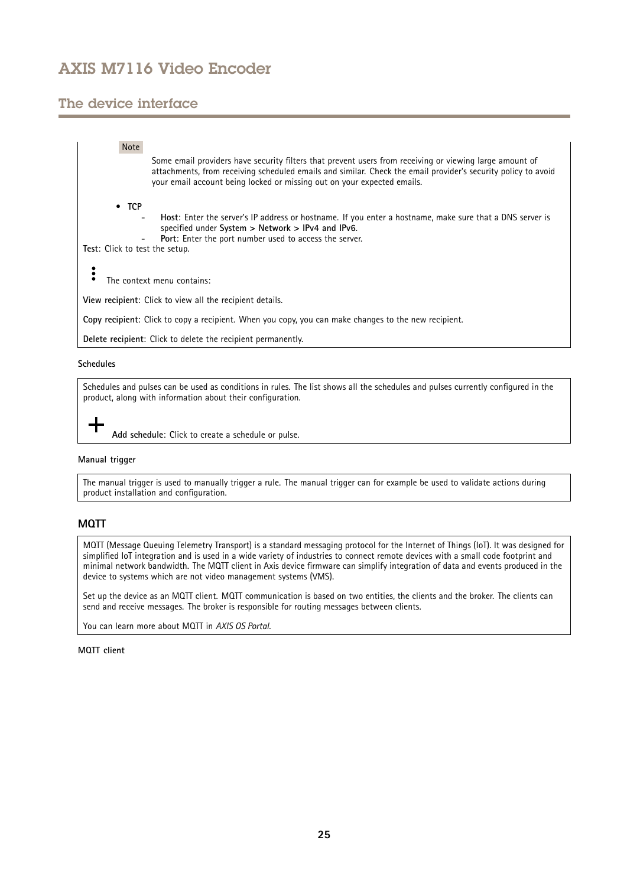> **Note**
>
> Some email providers have security filters that prevent users from receiving or viewing large amount of attachments, from receiving scheduled emails and similar. Check the email provider's security policy to avoid your email account being locked or missing out on your expected emails.

- **TCP**
  - **Host**: Enter the server's IP address or hostname. If you enter a hostname, make sure that a DNS server is specified under **System > Network > IPv4 and IPv6**.
  - **Port**: Enter the port number used to access the server.

**Test**: Click to test the setup.

⋮ The context menu contains:

**View recipient**: Click to view all the recipient details.

**Copy recipient**: Click to copy a recipient. When you copy, you can make changes to the new recipient.

**Delete recipient**: Click to delete the recipient permanently.

#### Schedules

Schedules and pulses can be used as conditions in rules. The list shows all the schedules and pulses currently configured in the product, along with information about their configuration.

+ **Add schedule**: Click to create a schedule or pulse.

#### Manual trigger

The manual trigger is used to manually trigger a rule. The manual trigger can for example be used to validate actions during product installation and configuration.

### MQTT

MQTT (Message Queuing Telemetry Transport) is a standard messaging protocol for the Internet of Things (IoT). It was designed for simplified IoT integration and is used in a wide variety of industries to connect remote devices with a small code footprint and minimal network bandwidth. The MQTT client in Axis device firmware can simplify integration of data and events produced in the device to systems which are not video management systems (VMS).

Set up the device as an MQTT client. MQTT communication is based on two entities, the clients and the broker. The clients can send and receive messages. The broker is responsible for routing messages between clients.

You can learn more about MQTT in *AXIS OS Portal*.

#### MQTT client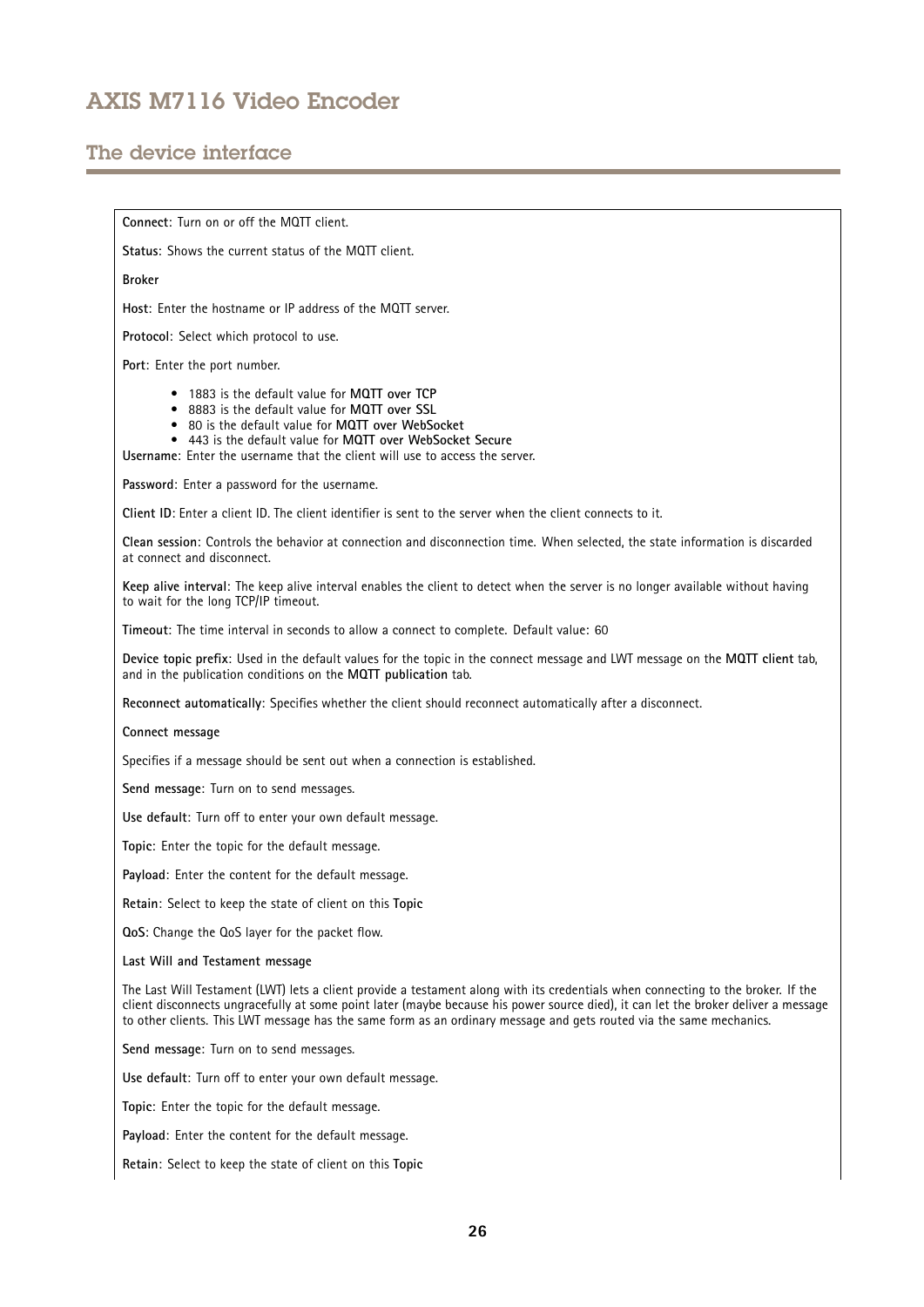**Connect**: Turn on or off the MQTT client.

**Status**: Shows the current status of the MQTT client.

**Broker**

**Host**: Enter the hostname or IP address of the MQTT server.

**Protocol**: Select which protocol to use.

**Port**: Enter the port number.

- 1883 is the default value for **MQTT over TCP**
- 8883 is the default value for **MQTT over SSL**
- 80 is the default value for **MQTT over WebSocket**
- 443 is the default value for **MQTT over WebSocket Secure**

**Username**: Enter the username that the client will use to access the server.

**Password**: Enter a password for the username.

**Client ID**: Enter a client ID. The client identifier is sent to the server when the client connects to it.

**Clean session**: Controls the behavior at connection and disconnection time. When selected, the state information is discarded at connect and disconnect.

**Keep alive interval**: The keep alive interval enables the client to detect when the server is no longer available without having to wait for the long TCP/IP timeout.

**Timeout**: The time interval in seconds to allow a connect to complete. Default value: 60

**Device topic prefix**: Used in the default values for the topic in the connect message and LWT message on the **MQTT client** tab, and in the publication conditions on the **MQTT publication** tab.

**Reconnect automatically**: Specifies whether the client should reconnect automatically after a disconnect.

**Connect message**

Specifies if a message should be sent out when a connection is established.

**Send message**: Turn on to send messages.

**Use default**: Turn off to enter your own default message.

**Topic**: Enter the topic for the default message.

**Payload**: Enter the content for the default message.

**Retain**: Select to keep the state of client on this **Topic**

**QoS**: Change the QoS layer for the packet flow.

**Last Will and Testament message**

The Last Will Testament (LWT) lets a client provide a testament along with its credentials when connecting to the broker. If the client disconnects ungracefully at some point later (maybe because his power source died), it can let the broker deliver a message to other clients. This LWT message has the same form as an ordinary message and gets routed via the same mechanics.

**Send message**: Turn on to send messages.

**Use default**: Turn off to enter your own default message.

**Topic**: Enter the topic for the default message.

**Payload**: Enter the content for the default message.

**Retain**: Select to keep the state of client on this **Topic**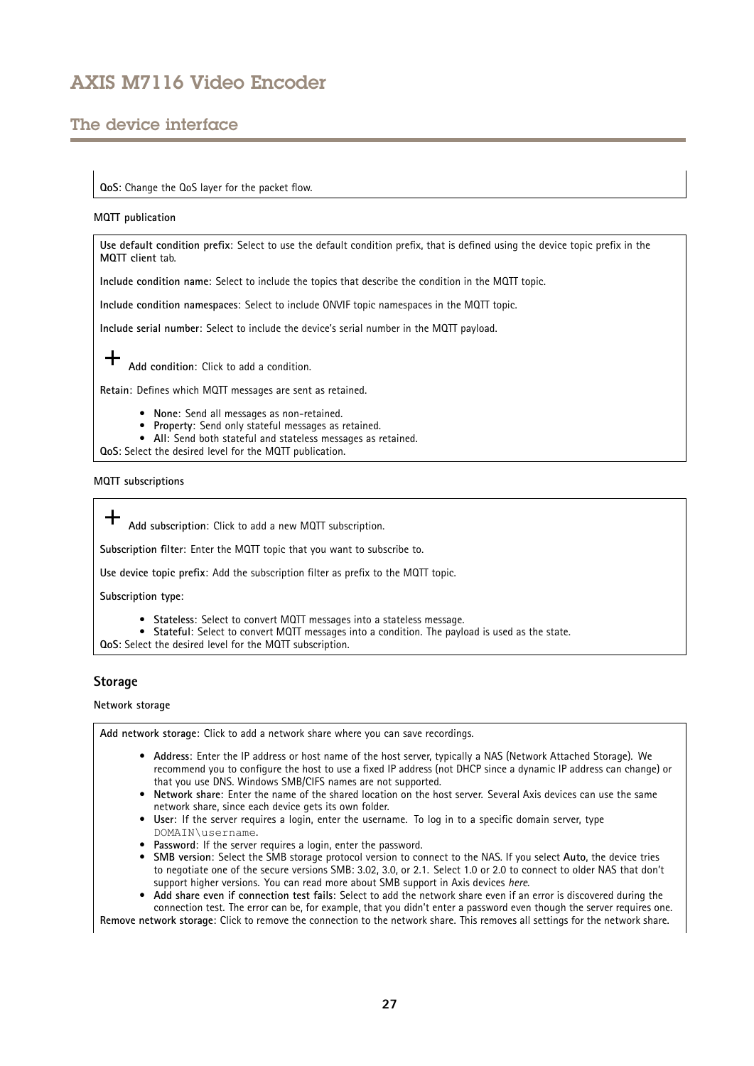**QoS**: Change the QoS layer for the packet flow.

**MQTT publication**

**Use default condition prefix**: Select to use the default condition prefix, that is defined using the device topic prefix in the **MQTT client** tab.

**Include condition name**: Select to include the topics that describe the condition in the MQTT topic.

**Include condition namespaces**: Select to include ONVIF topic namespaces in the MQTT topic.

**Include serial number**: Select to include the device's serial number in the MQTT payload.

+ **Add condition**: Click to add a condition.

**Retain**: Defines which MQTT messages are sent as retained.

- **None**: Send all messages as non-retained.
- **Property**: Send only stateful messages as retained.
- **All**: Send both stateful and stateless messages as retained.

**QoS**: Select the desired level for the MQTT publication.

**MQTT subscriptions**

+ **Add subscription**: Click to add a new MQTT subscription.

**Subscription filter**: Enter the MQTT topic that you want to subscribe to.

**Use device topic prefix**: Add the subscription filter as prefix to the MQTT topic.

**Subscription type**:

- **Stateless**: Select to convert MQTT messages into a stateless message.
- **Stateful**: Select to convert MQTT messages into a condition. The payload is used as the state.

**QoS**: Select the desired level for the MQTT subscription.

### Storage

**Network storage**

**Add network storage**: Click to add a network share where you can save recordings.

- **Address**: Enter the IP address or host name of the host server, typically a NAS (Network Attached Storage). We recommend you to configure the host to use a fixed IP address (not DHCP since a dynamic IP address can change) or that you use DNS. Windows SMB/CIFS names are not supported.
- **Network share**: Enter the name of the shared location on the host server. Several Axis devices can use the same network share, since each device gets its own folder.
- **User**: If the server requires a login, enter the username. To log in to a specific domain server, type `DOMAIN\username`.
- **Password**: If the server requires a login, enter the password.
- **SMB version**: Select the SMB storage protocol version to connect to the NAS. If you select **Auto**, the device tries to negotiate one of the secure versions SMB: 3.02, 3.0, or 2.1. Select 1.0 or 2.0 to connect to older NAS that don't support higher versions. You can read more about SMB support in Axis devices *here*.
- **Add share even if connection test fails**: Select to add the network share even if an error is discovered during the connection test. The error can be, for example, that you didn't enter a password even though the server requires one.

**Remove network storage**: Click to remove the connection to the network share. This removes all settings for the network share.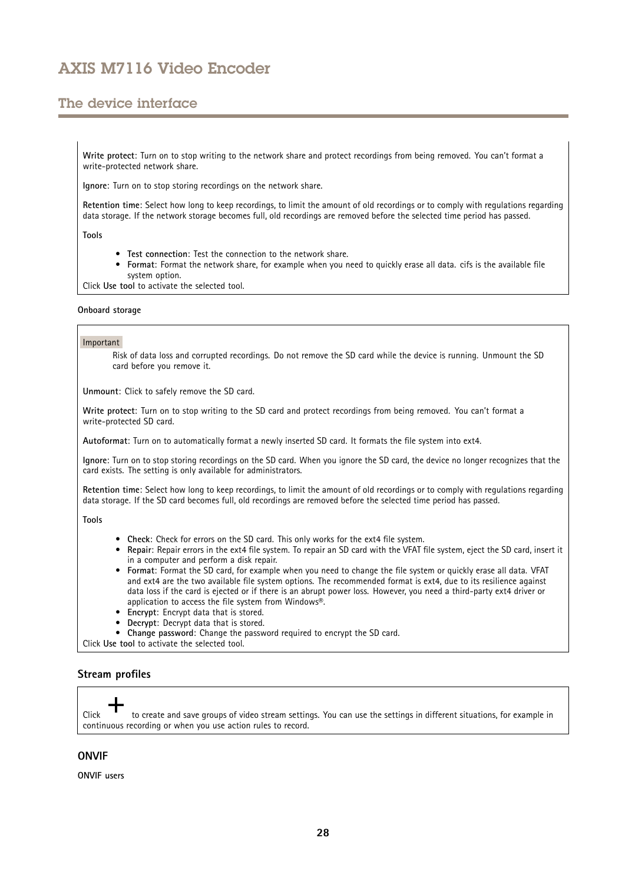**Write protect**: Turn on to stop writing to the network share and protect recordings from being removed. You can't format a write-protected network share.

**Ignore**: Turn on to stop storing recordings on the network share.

**Retention time**: Select how long to keep recordings, to limit the amount of old recordings or to comply with regulations regarding data storage. If the network storage becomes full, old recordings are removed before the selected time period has passed.

**Tools**

- **Test connection**: Test the connection to the network share.
- **Format**: Format the network share, for example when you need to quickly erase all data. cifs is the available file system option.

Click **Use tool** to activate the selected tool.

**Onboard storage**

Important

Risk of data loss and corrupted recordings. Do not remove the SD card while the device is running. Unmount the SD card before you remove it.

**Unmount**: Click to safely remove the SD card.

**Write protect**: Turn on to stop writing to the SD card and protect recordings from being removed. You can't format a write-protected SD card.

**Autoformat**: Turn on to automatically format a newly inserted SD card. It formats the file system into ext4.

**Ignore**: Turn on to stop storing recordings on the SD card. When you ignore the SD card, the device no longer recognizes that the card exists. The setting is only available for administrators.

**Retention time**: Select how long to keep recordings, to limit the amount of old recordings or to comply with regulations regarding data storage. If the SD card becomes full, old recordings are removed before the selected time period has passed.

**Tools**

- **Check**: Check for errors on the SD card. This only works for the ext4 file system.
- **Repair**: Repair errors in the ext4 file system. To repair an SD card with the VFAT file system, eject the SD card, insert it in a computer and perform a disk repair.
- **Format**: Format the SD card, for example when you need to change the file system or quickly erase all data. VFAT and ext4 are the two available file system options. The recommended format is ext4, due to its resilience against data loss if the card is ejected or if there is an abrupt power loss. However, you need a third-party ext4 driver or application to access the file system from Windows®.
- **Encrypt**: Encrypt data that is stored.
- **Decrypt**: Decrypt data that is stored.
- **Change password**: Change the password required to encrypt the SD card.

Click **Use tool** to activate the selected tool.

### Stream profiles

Click + to create and save groups of video stream settings. You can use the settings in different situations, for example in continuous recording or when you use action rules to record.

## ONVIF

**ONVIF users**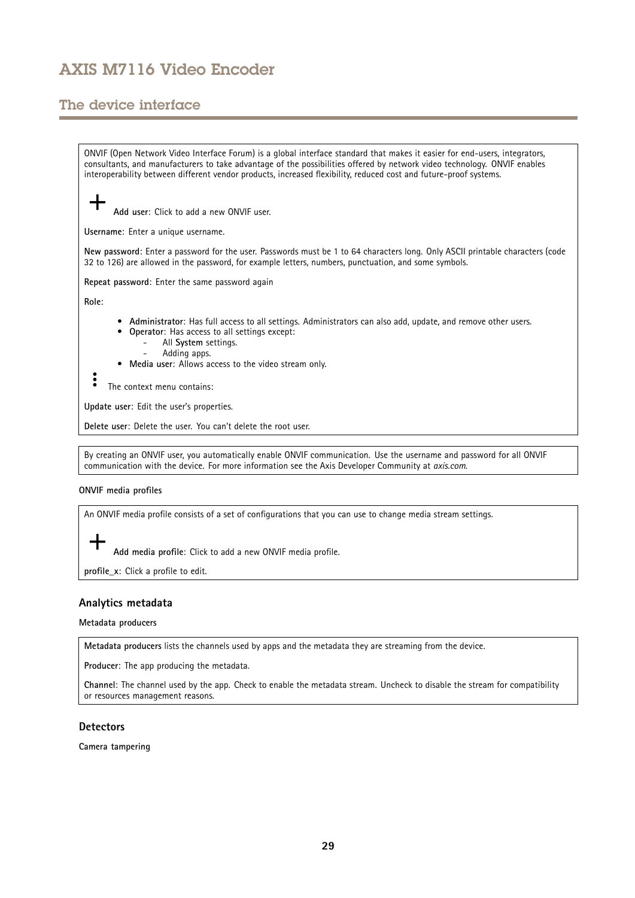ONVIF (Open Network Video Interface Forum) is a global interface standard that makes it easier for end-users, integrators, consultants, and manufacturers to take advantage of the possibilities offered by network video technology. ONVIF enables interoperability between different vendor products, increased flexibility, reduced cost and future-proof systems.

+ **Add user**: Click to add a new ONVIF user.

**Username**: Enter a unique username.

**New password**: Enter a password for the user. Passwords must be 1 to 64 characters long. Only ASCII printable characters (code 32 to 126) are allowed in the password, for example letters, numbers, punctuation, and some symbols.

**Repeat password**: Enter the same password again

**Role**:

- **Administrator**: Has full access to all settings. Administrators can also add, update, and remove other users.
- **Operator**: Has access to all settings except:
  - All **System** settings.
  - Adding apps.
- **Media user**: Allows access to the video stream only.

⋮ The context menu contains:

**Update user**: Edit the user's properties.

**Delete user**: Delete the user. You can't delete the root user.

By creating an ONVIF user, you automatically enable ONVIF communication. Use the username and password for all ONVIF communication with the device. For more information see the Axis Developer Community at *axis.com*.

**ONVIF media profiles**

An ONVIF media profile consists of a set of configurations that you can use to change media stream settings.

+ **Add media profile**: Click to add a new ONVIF media profile.

**profile_x**: Click a profile to edit.

### Analytics metadata

**Metadata producers**

**Metadata producers** lists the channels used by apps and the metadata they are streaming from the device.

**Producer**: The app producing the metadata.

**Channel**: The channel used by the app. Check to enable the metadata stream. Uncheck to disable the stream for compatibility or resources management reasons.

### Detectors

**Camera tampering**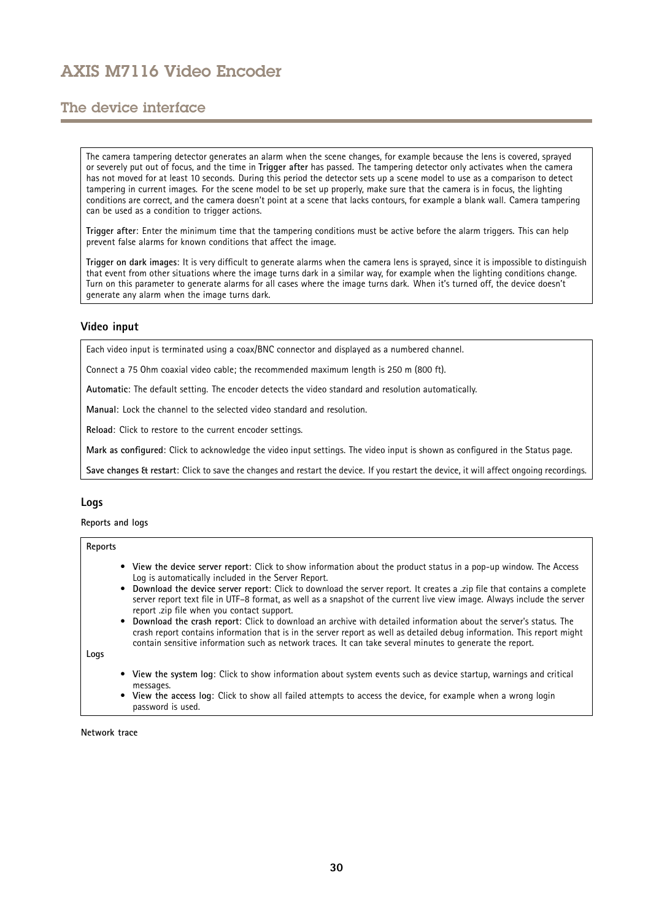The camera tampering detector generates an alarm when the scene changes, for example because the lens is covered, sprayed or severely put out of focus, and the time in **Trigger after** has passed. The tampering detector only activates when the camera has not moved for at least 10 seconds. During this period the detector sets up a scene model to use as a comparison to detect tampering in current images. For the scene model to be set up properly, make sure that the camera is in focus, the lighting conditions are correct, and the camera doesn't point at a scene that lacks contours, for example a blank wall. Camera tampering can be used as a condition to trigger actions.

**Trigger after**: Enter the minimum time that the tampering conditions must be active before the alarm triggers. This can help prevent false alarms for known conditions that affect the image.

**Trigger on dark images**: It is very difficult to generate alarms when the camera lens is sprayed, since it is impossible to distinguish that event from other situations where the image turns dark in a similar way, for example when the lighting conditions change. Turn on this parameter to generate alarms for all cases where the image turns dark. When it's turned off, the device doesn't generate any alarm when the image turns dark.

### Video input

Each video input is terminated using a coax/BNC connector and displayed as a numbered channel.

Connect a 75 Ohm coaxial video cable; the recommended maximum length is 250 m (800 ft).

**Automatic**: The default setting. The encoder detects the video standard and resolution automatically.

**Manual**: Lock the channel to the selected video standard and resolution.

**Reload**: Click to restore to the current encoder settings.

**Mark as configured**: Click to acknowledge the video input settings. The video input is shown as configured in the Status page.

**Save changes & restart**: Click to save the changes and restart the device. If you restart the device, it will affect ongoing recordings.

### Logs

**Reports and logs**

**Reports**

- **View the device server report**: Click to show information about the product status in a pop-up window. The Access Log is automatically included in the Server Report.
- **Download the device server report**: Click to download the server report. It creates a .zip file that contains a complete server report text file in UTF-8 format, as well as a snapshot of the current live view image. Always include the server report .zip file when you contact support.
- **Download the crash report**: Click to download an archive with detailed information about the server's status. The crash report contains information that is in the server report as well as detailed debug information. This report might contain sensitive information such as network traces. It can take several minutes to generate the report.

**Logs**

- **View the system log**: Click to show information about system events such as device startup, warnings and critical messages.
- **View the access log**: Click to show all failed attempts to access the device, for example when a wrong login password is used.

**Network trace**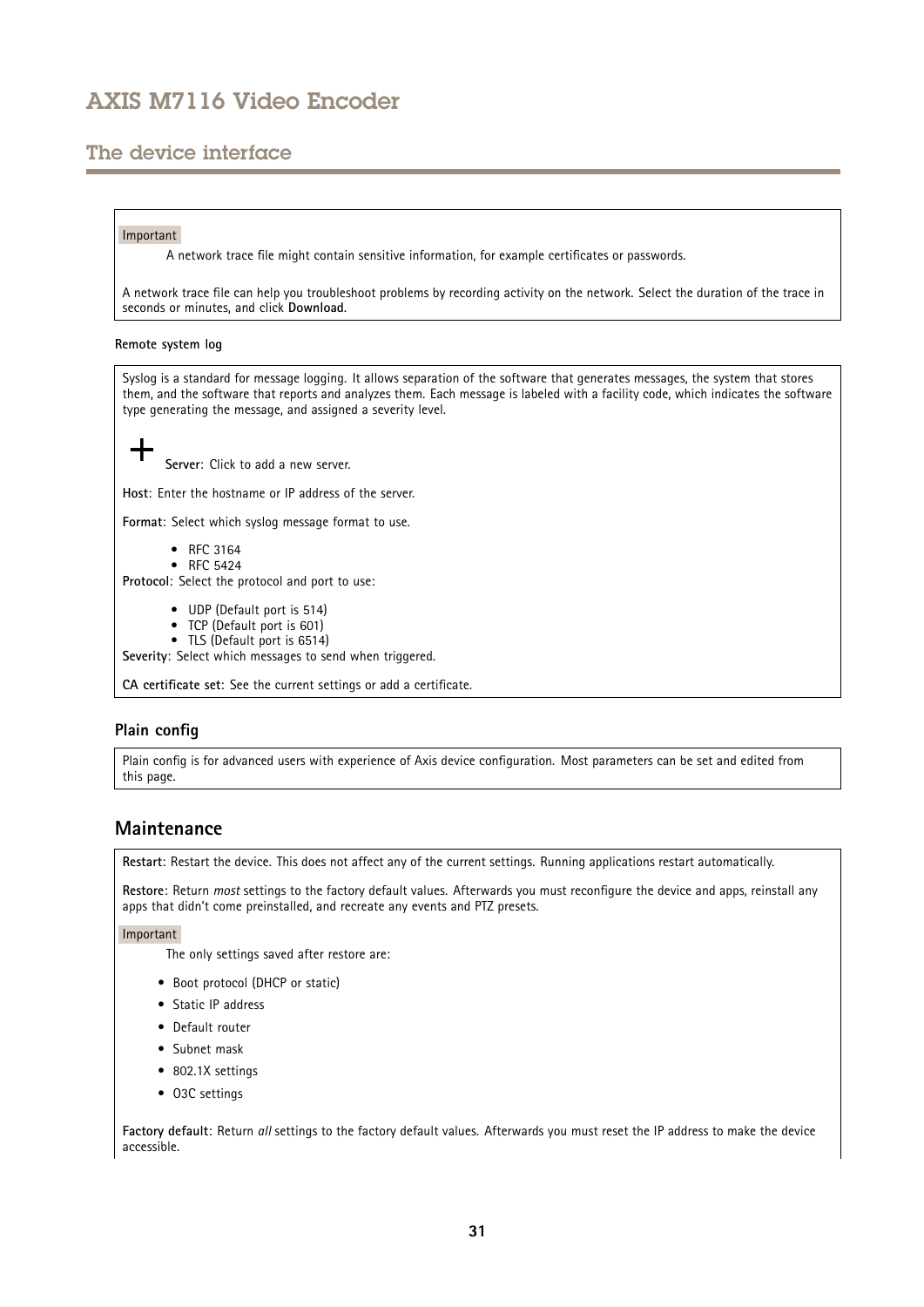Important

A network trace file might contain sensitive information, for example certificates or passwords.

A network trace file can help you troubleshoot problems by recording activity on the network. Select the duration of the trace in seconds or minutes, and click **Download**.

**Remote system log**

Syslog is a standard for message logging. It allows separation of the software that generates messages, the system that stores them, and the software that reports and analyzes them. Each message is labeled with a facility code, which indicates the software type generating the message, and assigned a severity level.

+ **Server**: Click to add a new server.

**Host**: Enter the hostname or IP address of the server.

**Format**: Select which syslog message format to use.

- RFC 3164
- RFC 5424

**Protocol**: Select the protocol and port to use:

- UDP (Default port is 514)
- TCP (Default port is 601)
- TLS (Default port is 6514)

**Severity**: Select which messages to send when triggered.

**CA certificate set**: See the current settings or add a certificate.

### Plain config

Plain config is for advanced users with experience of Axis device configuration. Most parameters can be set and edited from this page.

## Maintenance

**Restart**: Restart the device. This does not affect any of the current settings. Running applications restart automatically.

**Restore**: Return *most* settings to the factory default values. Afterwards you must reconfigure the device and apps, reinstall any apps that didn't come preinstalled, and recreate any events and PTZ presets.

Important

The only settings saved after restore are:

- Boot protocol (DHCP or static)
- Static IP address
- Default router
- Subnet mask
- 802.1X settings
- O3C settings

**Factory default**: Return *all* settings to the factory default values. Afterwards you must reset the IP address to make the device accessible.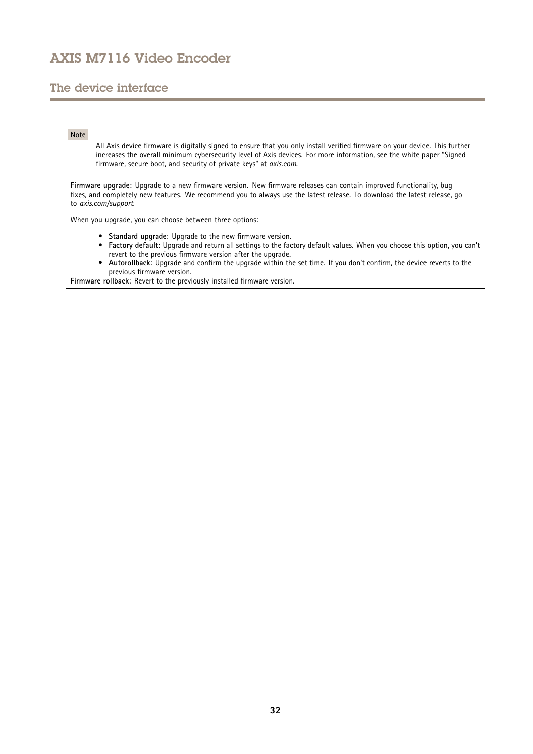Note

All Axis device firmware is digitally signed to ensure that you only install verified firmware on your device. This further increases the overall minimum cybersecurity level of Axis devices. For more information, see the white paper "Signed firmware, secure boot, and security of private keys" at *axis.com*.

**Firmware upgrade**: Upgrade to a new firmware version. New firmware releases can contain improved functionality, bug fixes, and completely new features. We recommend you to always use the latest release. To download the latest release, go to *axis.com/support*.

When you upgrade, you can choose between three options:

- **Standard upgrade**: Upgrade to the new firmware version.
- **Factory default**: Upgrade and return all settings to the factory default values. When you choose this option, you can't revert to the previous firmware version after the upgrade.
- **Autorollback**: Upgrade and confirm the upgrade within the set time. If you don't confirm, the device reverts to the previous firmware version.

**Firmware rollback**: Revert to the previously installed firmware version.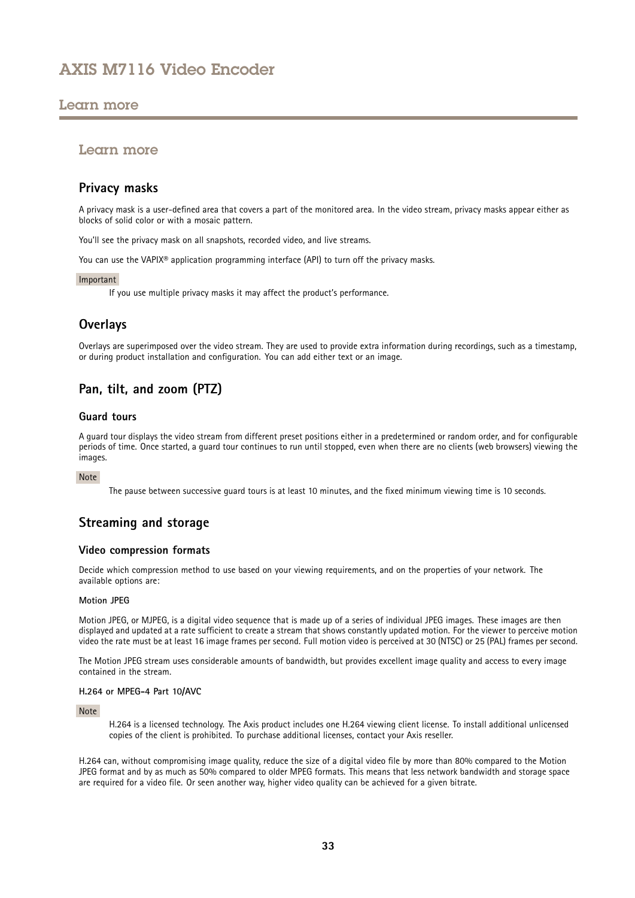## Learn more

### Privacy masks

A privacy mask is a user-defined area that covers a part of the monitored area. In the video stream, privacy masks appear either as blocks of solid color or with a mosaic pattern.

You'll see the privacy mask on all snapshots, recorded video, and live streams.

You can use the VAPIX® application programming interface (API) to turn off the privacy masks.

Important

If you use multiple privacy masks it may affect the product's performance.

### Overlays

Overlays are superimposed over the video stream. They are used to provide extra information during recordings, such as a timestamp, or during product installation and configuration. You can add either text or an image.

### Pan, tilt, and zoom (PTZ)

#### Guard tours

A guard tour displays the video stream from different preset positions either in a predetermined or random order, and for configurable periods of time. Once started, a guard tour continues to run until stopped, even when there are no clients (web browsers) viewing the images.

Note

The pause between successive guard tours is at least 10 minutes, and the fixed minimum viewing time is 10 seconds.

### Streaming and storage

#### Video compression formats

Decide which compression method to use based on your viewing requirements, and on the properties of your network. The available options are:

**Motion JPEG**

Motion JPEG, or MJPEG, is a digital video sequence that is made up of a series of individual JPEG images. These images are then displayed and updated at a rate sufficient to create a stream that shows constantly updated motion. For the viewer to perceive motion video the rate must be at least 16 image frames per second. Full motion video is perceived at 30 (NTSC) or 25 (PAL) frames per second.

The Motion JPEG stream uses considerable amounts of bandwidth, but provides excellent image quality and access to every image contained in the stream.

**H.264 or MPEG-4 Part 10/AVC**

Note

H.264 is a licensed technology. The Axis product includes one H.264 viewing client license. To install additional unlicensed copies of the client is prohibited. To purchase additional licenses, contact your Axis reseller.

H.264 can, without compromising image quality, reduce the size of a digital video file by more than 80% compared to the Motion JPEG format and by as much as 50% compared to older MPEG formats. This means that less network bandwidth and storage space are required for a video file. Or seen another way, higher video quality can be achieved for a given bitrate.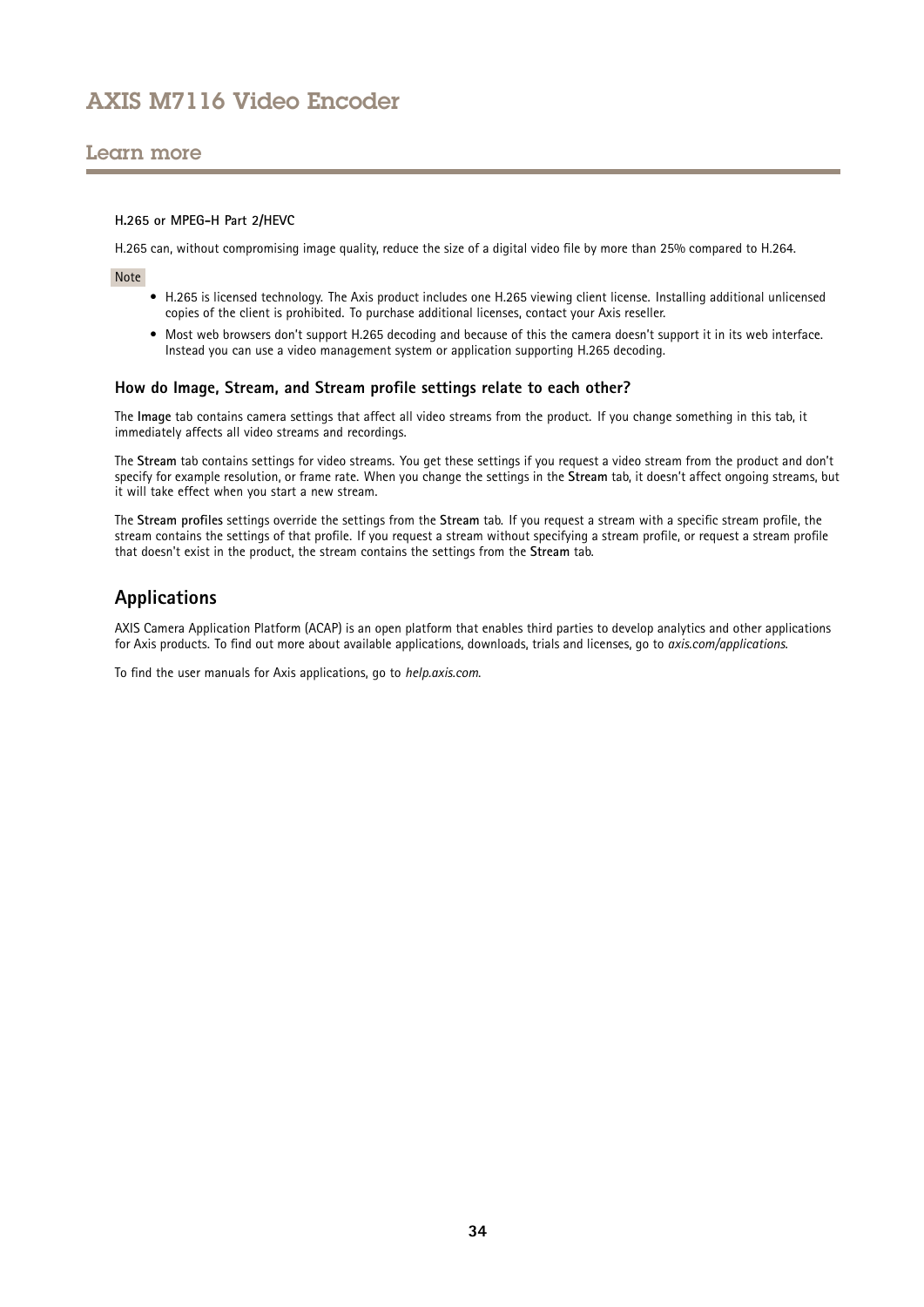#### H.265 or MPEG-H Part 2/HEVC

H.265 can, without compromising image quality, reduce the size of a digital video file by more than 25% compared to H.264.

Note

- H.265 is licensed technology. The Axis product includes one H.265 viewing client license. Installing additional unlicensed copies of the client is prohibited. To purchase additional licenses, contact your Axis reseller.
- Most web browsers don't support H.265 decoding and because of this the camera doesn't support it in its web interface. Instead you can use a video management system or application supporting H.265 decoding.

### How do Image, Stream, and Stream profile settings relate to each other?

The **Image** tab contains camera settings that affect all video streams from the product. If you change something in this tab, it immediately affects all video streams and recordings.

The **Stream** tab contains settings for video streams. You get these settings if you request a video stream from the product and don't specify for example resolution, or frame rate. When you change the settings in the **Stream** tab, it doesn't affect ongoing streams, but it will take effect when you start a new stream.

The **Stream profiles** settings override the settings from the **Stream** tab. If you request a stream with a specific stream profile, the stream contains the settings of that profile. If you request a stream without specifying a stream profile, or request a stream profile that doesn't exist in the product, the stream contains the settings from the **Stream** tab.

## Applications

AXIS Camera Application Platform (ACAP) is an open platform that enables third parties to develop analytics and other applications for Axis products. To find out more about available applications, downloads, trials and licenses, go to *axis.com/applications*.

To find the user manuals for Axis applications, go to *help.axis.com*.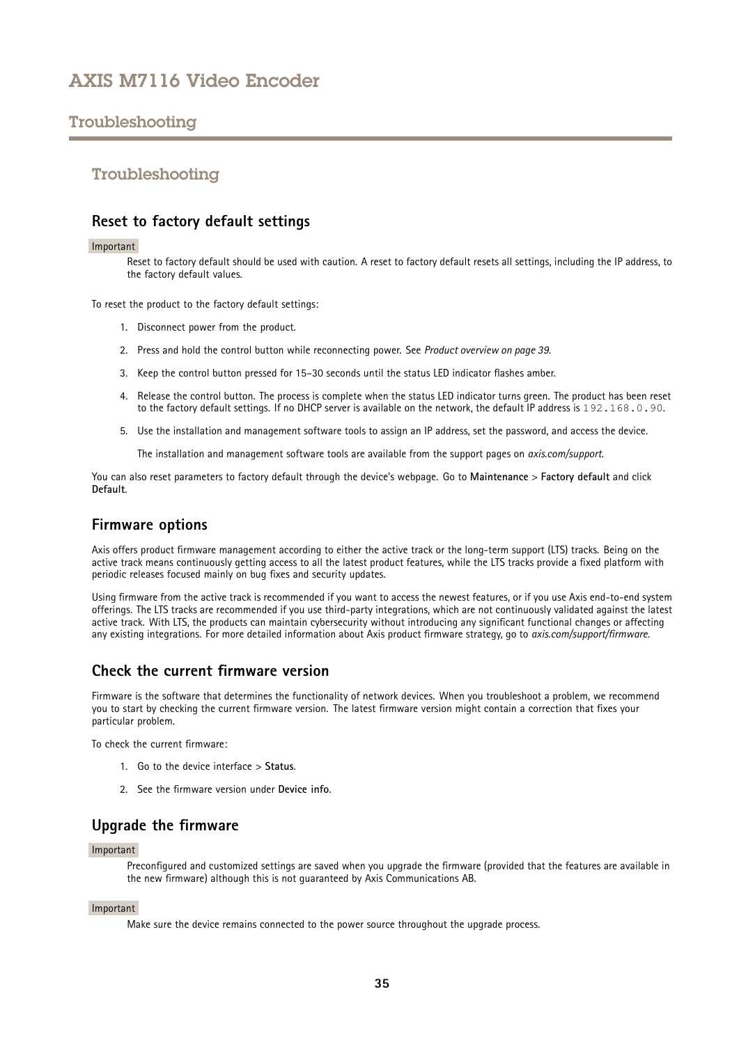## Troubleshooting

### Reset to factory default settings

Important

Reset to factory default should be used with caution. A reset to factory default resets all settings, including the IP address, to the factory default values.

To reset the product to the factory default settings:

1. Disconnect power from the product.
2. Press and hold the control button while reconnecting power. See *Product overview on page 39*.
3. Keep the control button pressed for 15–30 seconds until the status LED indicator flashes amber.
4. Release the control button. The process is complete when the status LED indicator turns green. The product has been reset to the factory default settings. If no DHCP server is available on the network, the default IP address is `192.168.0.90`.
5. Use the installation and management software tools to assign an IP address, set the password, and access the device.

   The installation and management software tools are available from the support pages on *axis.com/support*.

You can also reset parameters to factory default through the device's webpage. Go to **Maintenance** > **Factory default** and click **Default**.

### Firmware options

Axis offers product firmware management according to either the active track or the long-term support (LTS) tracks. Being on the active track means continuously getting access to all the latest product features, while the LTS tracks provide a fixed platform with periodic releases focused mainly on bug fixes and security updates.

Using firmware from the active track is recommended if you want to access the newest features, or if you use Axis end-to-end system offerings. The LTS tracks are recommended if you use third-party integrations, which are not continuously validated against the latest active track. With LTS, the products can maintain cybersecurity without introducing any significant functional changes or affecting any existing integrations. For more detailed information about Axis product firmware strategy, go to *axis.com/support/firmware*.

### Check the current firmware version

Firmware is the software that determines the functionality of network devices. When you troubleshoot a problem, we recommend you to start by checking the current firmware version. The latest firmware version might contain a correction that fixes your particular problem.

To check the current firmware:

1. Go to the device interface > **Status**.
2. See the firmware version under **Device info**.

### Upgrade the firmware

Important

Preconfigured and customized settings are saved when you upgrade the firmware (provided that the features are available in the new firmware) although this is not guaranteed by Axis Communications AB.

Important

Make sure the device remains connected to the power source throughout the upgrade process.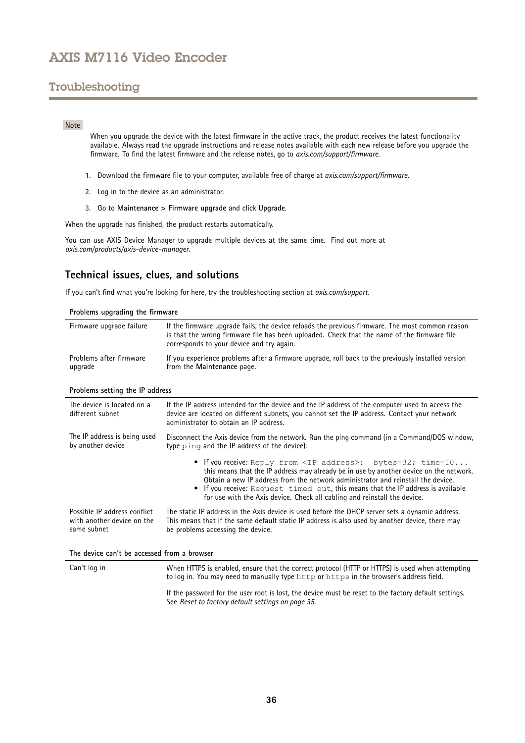## Troubleshooting

Note

When you upgrade the device with the latest firmware in the active track, the product receives the latest functionality available. Always read the upgrade instructions and release notes available with each new release before you upgrade the firmware. To find the latest firmware and the release notes, go to *axis.com/support/firmware*.

1. Download the firmware file to your computer, available free of charge at *axis.com/support/firmware*.
2. Log in to the device as an administrator.
3. Go to **Maintenance > Firmware upgrade** and click **Upgrade**.

When the upgrade has finished, the product restarts automatically.

You can use AXIS Device Manager to upgrade multiple devices at the same time. Find out more at *axis.com/products/axis-device-manager*.

### Technical issues, clues, and solutions

If you can't find what you're looking for here, try the troubleshooting section at *axis.com/support*.

**Problems upgrading the firmware**

| | |
|---|---|
| Firmware upgrade failure | If the firmware upgrade fails, the device reloads the previous firmware. The most common reason is that the wrong firmware file has been uploaded. Check that the name of the firmware file corresponds to your device and try again. |
| Problems after firmware upgrade | If you experience problems after a firmware upgrade, roll back to the previously installed version from the **Maintenance** page. |

**Problems setting the IP address**

| | |
|---|---|
| The device is located on a different subnet | If the IP address intended for the device and the IP address of the computer used to access the device are located on different subnets, you cannot set the IP address. Contact your network administrator to obtain an IP address. |
| The IP address is being used by another device | Disconnect the Axis device from the network. Run the ping command (in a Command/DOS window, type `ping` and the IP address of the device):<br>• If you receive: `Reply from <IP address>: bytes=32; time=10...` this means that the IP address may already be in use by another device on the network. Obtain a new IP address from the network administrator and reinstall the device.<br>• If you receive: `Request timed out`, this means that the IP address is available for use with the Axis device. Check all cabling and reinstall the device. |
| Possible IP address conflict with another device on the same subnet | The static IP address in the Axis device is used before the DHCP server sets a dynamic address. This means that if the same default static IP address is also used by another device, there may be problems accessing the device. |

**The device can't be accessed from a browser**

| | |
|---|---|
| Can't log in | When HTTPS is enabled, ensure that the correct protocol (HTTP or HTTPS) is used when attempting to log in. You may need to manually type `http` or `https` in the browser's address field.<br><br>If the password for the user root is lost, the device must be reset to the factory default settings. See *Reset to factory default settings on page 35*. |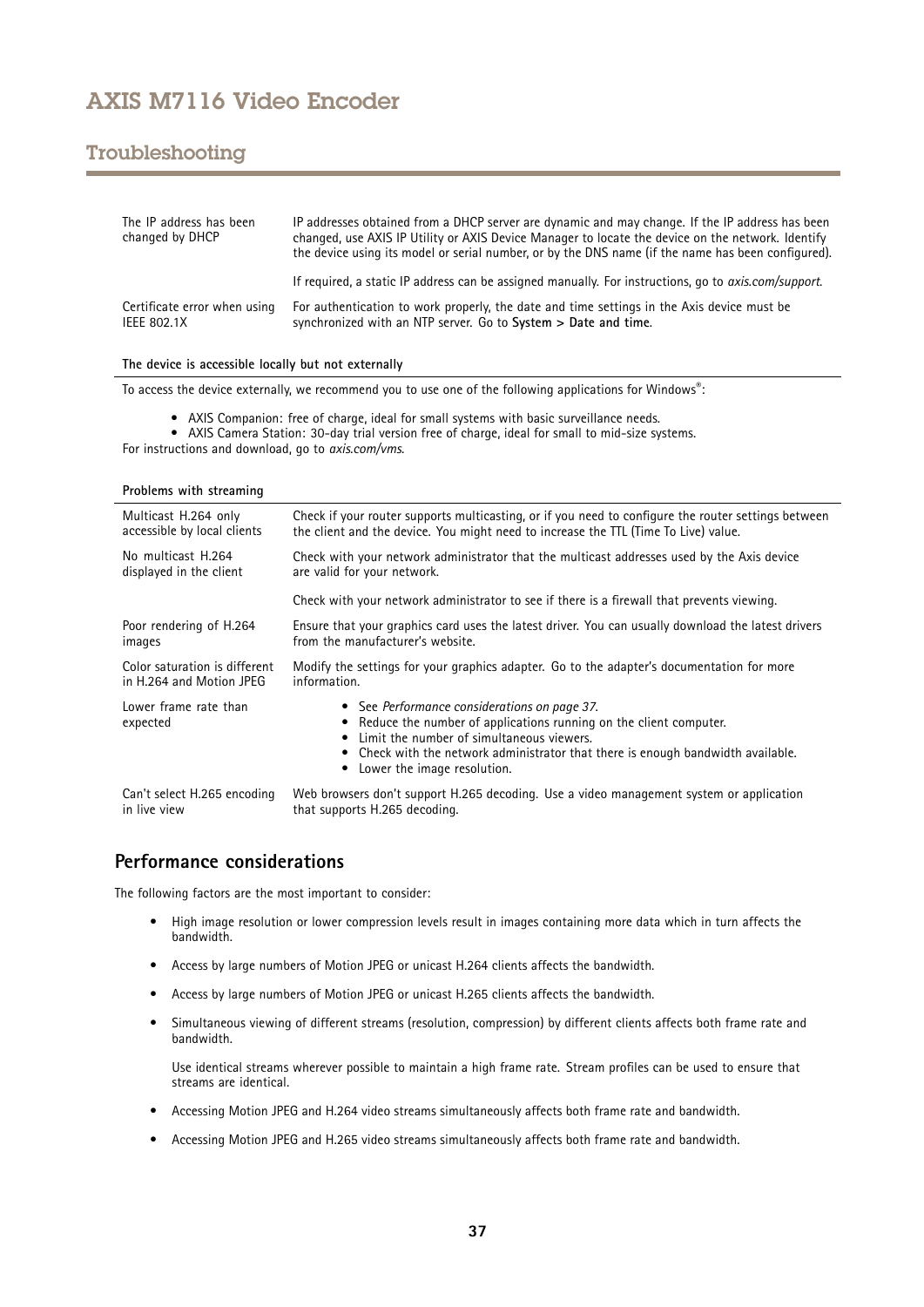| | |
|---|---|
| The IP address has been changed by DHCP | IP addresses obtained from a DHCP server are dynamic and may change. If the IP address has been changed, use AXIS IP Utility or AXIS Device Manager to locate the device on the network. Identify the device using its model or serial number, or by the DNS name (if the name has been configured).<br><br>If required, a static IP address can be assigned manually. For instructions, go to *axis.com/support*. |
| Certificate error when using IEEE 802.1X | For authentication to work properly, the date and time settings in the Axis device must be synchronized with an NTP server. Go to **System > Date and time**. |

**The device is accessible locally but not externally**

To access the device externally, we recommend you to use one of the following applications for Windows®:

- AXIS Companion: free of charge, ideal for small systems with basic surveillance needs.
- AXIS Camera Station: 30-day trial version free of charge, ideal for small to mid-size systems.

For instructions and download, go to *axis.com/vms*.

**Problems with streaming**

| | |
|---|---|
| Multicast H.264 only accessible by local clients | Check if your router supports multicasting, or if you need to configure the router settings between the client and the device. You might need to increase the TTL (Time To Live) value. |
| No multicast H.264 displayed in the client | Check with your network administrator that the multicast addresses used by the Axis device are valid for your network.<br><br>Check with your network administrator to see if there is a firewall that prevents viewing. |
| Poor rendering of H.264 images | Ensure that your graphics card uses the latest driver. You can usually download the latest drivers from the manufacturer's website. |
| Color saturation is different in H.264 and Motion JPEG | Modify the settings for your graphics adapter. Go to the adapter's documentation for more information. |
| Lower frame rate than expected | • See *Performance considerations on page 37*.<br>• Reduce the number of applications running on the client computer.<br>• Limit the number of simultaneous viewers.<br>• Check with the network administrator that there is enough bandwidth available.<br>• Lower the image resolution. |
| Can't select H.265 encoding in live view | Web browsers don't support H.265 decoding. Use a video management system or application that supports H.265 decoding. |

## Performance considerations

The following factors are the most important to consider:

- High image resolution or lower compression levels result in images containing more data which in turn affects the bandwidth.
- Access by large numbers of Motion JPEG or unicast H.264 clients affects the bandwidth.
- Access by large numbers of Motion JPEG or unicast H.265 clients affects the bandwidth.
- Simultaneous viewing of different streams (resolution, compression) by different clients affects both frame rate and bandwidth.

  Use identical streams wherever possible to maintain a high frame rate. Stream profiles can be used to ensure that streams are identical.
- Accessing Motion JPEG and H.264 video streams simultaneously affects both frame rate and bandwidth.
- Accessing Motion JPEG and H.265 video streams simultaneously affects both frame rate and bandwidth.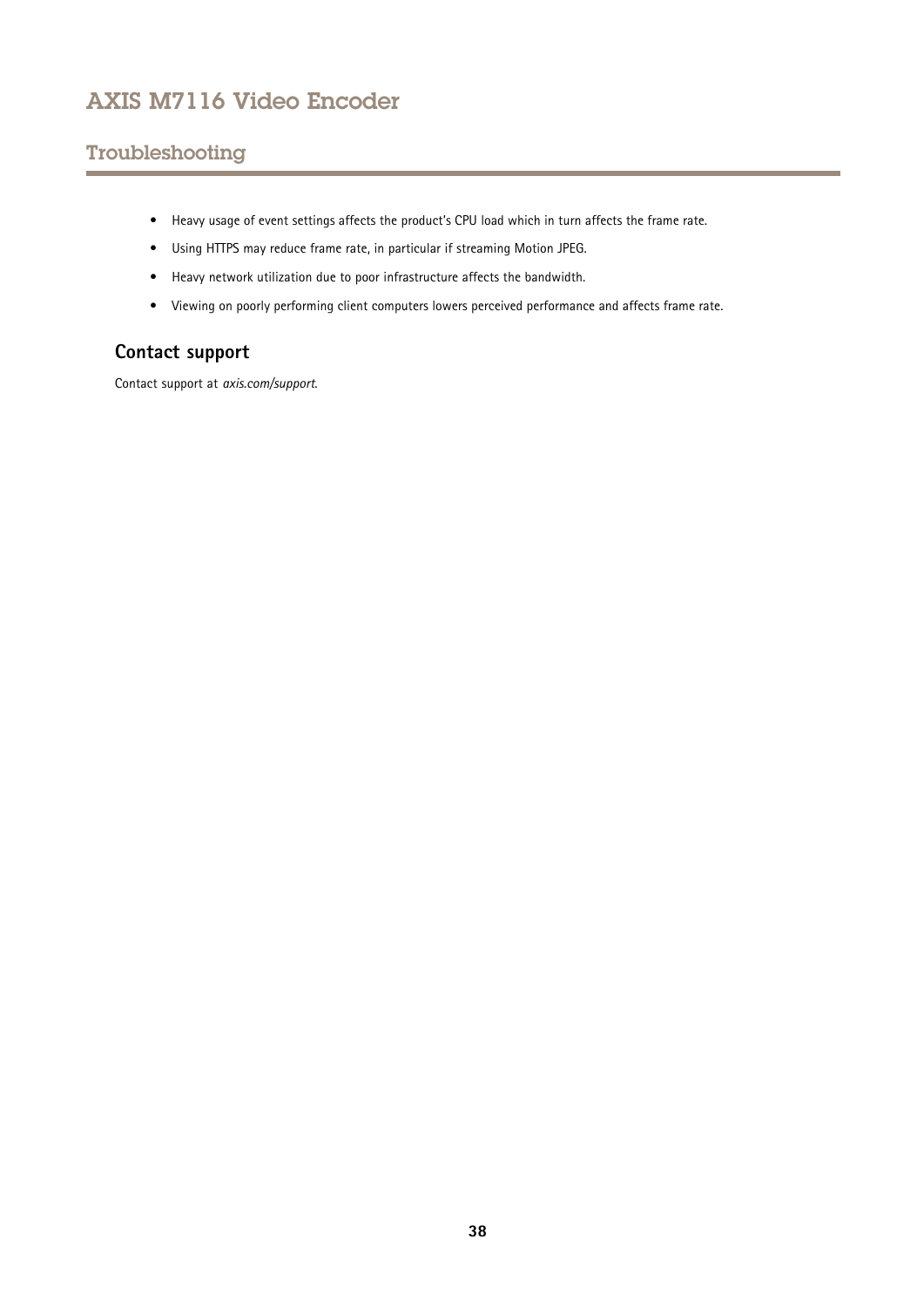- Heavy usage of event settings affects the product's CPU load which in turn affects the frame rate.
- Using HTTPS may reduce frame rate, in particular if streaming Motion JPEG.
- Heavy network utilization due to poor infrastructure affects the bandwidth.
- Viewing on poorly performing client computers lowers perceived performance and affects frame rate.

## Contact support

Contact support at *axis.com/support*.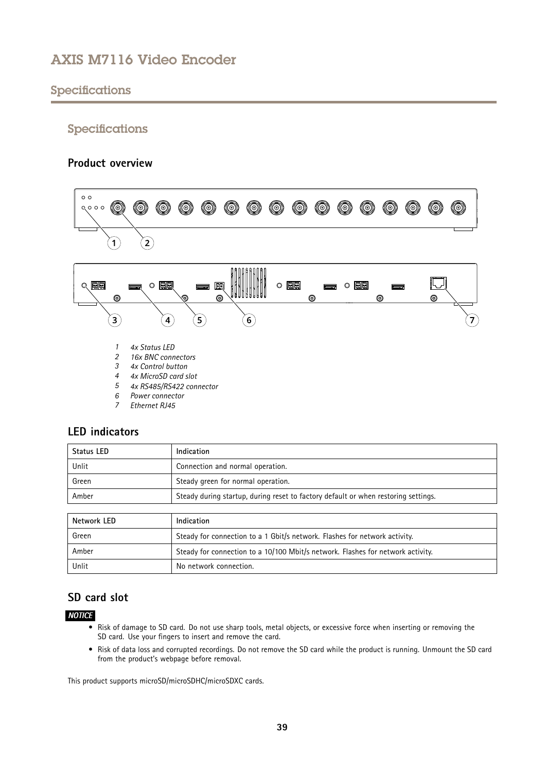## Specifications

### Specifications

#### Product overview

1 *4x Status LED*
2 *16x BNC connectors*
3 *4x Control button*
4 *4x MicroSD card slot*
5 *4x RS485/RS422 connector*
6 *Power connector*
7 *Ethernet RJ45*

#### LED indicators

| Status LED | Indication |
|---|---|
| Unlit | Connection and normal operation. |
| Green | Steady green for normal operation. |
| Amber | Steady during startup, during reset to factory default or when restoring settings. |

| Network LED | Indication |
|---|---|
| Green | Steady for connection to a 1 Gbit/s network. Flashes for network activity. |
| Amber | Steady for connection to a 10/100 Mbit/s network. Flashes for network activity. |
| Unlit | No network connection. |

#### SD card slot

***NOTICE***

- Risk of damage to SD card. Do not use sharp tools, metal objects, or excessive force when inserting or removing the SD card. Use your fingers to insert and remove the card.
- Risk of data loss and corrupted recordings. Do not remove the SD card while the product is running. Unmount the SD card from the product's webpage before removal.

This product supports microSD/microSDHC/microSDXC cards.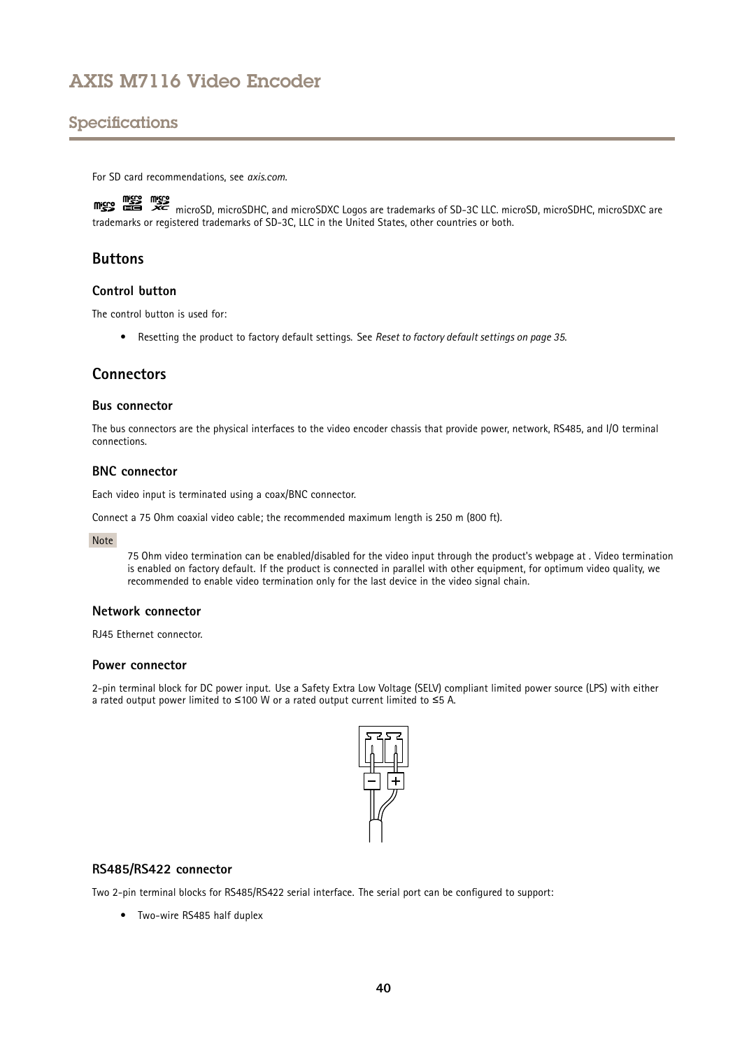For SD card recommendations, see *axis.com*.

microSD, microSDHC, and microSDXC Logos are trademarks of SD-3C LLC. microSD, microSDHC, microSDXC are trademarks or registered trademarks of SD-3C, LLC in the United States, other countries or both.

## Buttons

### Control button

The control button is used for:

- Resetting the product to factory default settings. See *Reset to factory default settings on page 35*.

## Connectors

### Bus connector

The bus connectors are the physical interfaces to the video encoder chassis that provide power, network, RS485, and I/O terminal connections.

### BNC connector

Each video input is terminated using a coax/BNC connector.

Connect a 75 Ohm coaxial video cable; the recommended maximum length is 250 m (800 ft).

Note

75 Ohm video termination can be enabled/disabled for the video input through the product's webpage at . Video termination is enabled on factory default. If the product is connected in parallel with other equipment, for optimum video quality, we recommended to enable video termination only for the last device in the video signal chain.

### Network connector

RJ45 Ethernet connector.

### Power connector

2-pin terminal block for DC power input. Use a Safety Extra Low Voltage (SELV) compliant limited power source (LPS) with either a rated output power limited to ≤100 W or a rated output current limited to ≤5 A.

### RS485/RS422 connector

Two 2-pin terminal blocks for RS485/RS422 serial interface. The serial port can be configured to support:

- Two-wire RS485 half duplex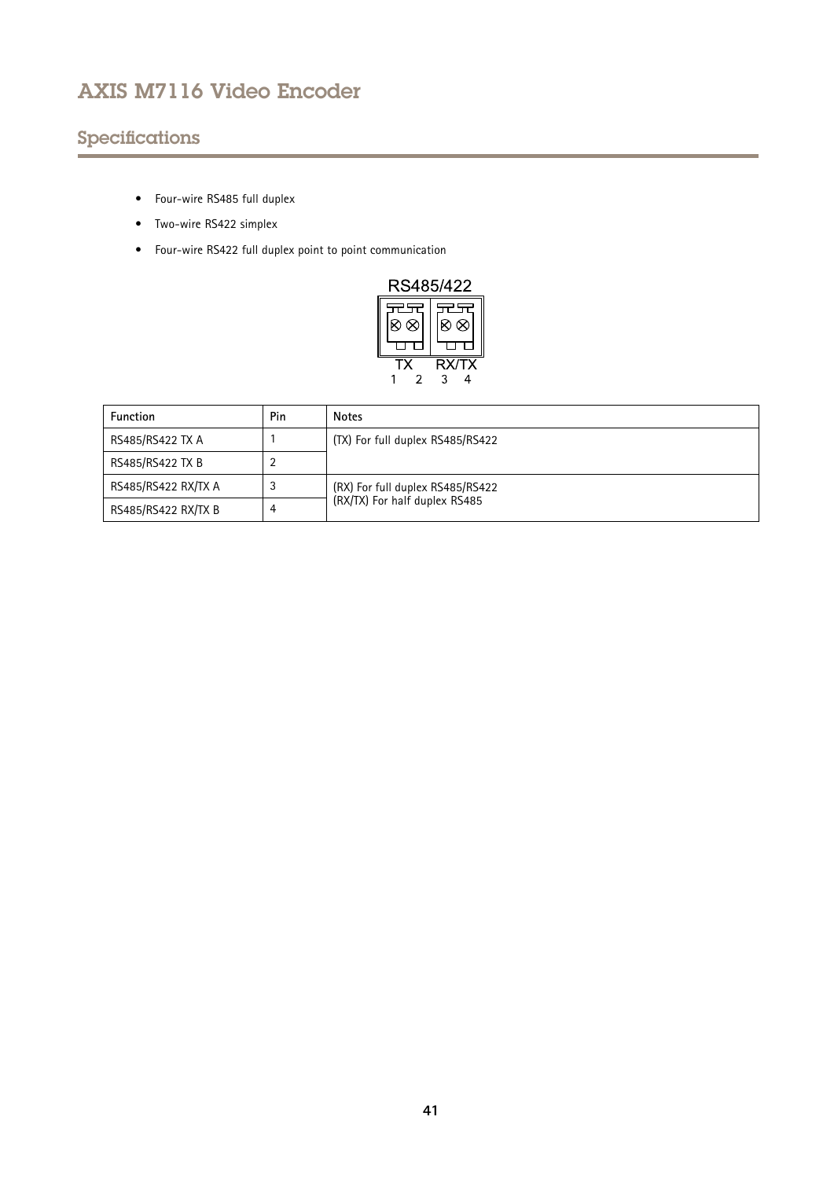- Four-wire RS485 full duplex
- Two-wire RS422 simplex
- Four-wire RS422 full duplex point to point communication

RS485/422

TX RX/TX

1 2 3 4

| Function | Pin | Notes |
|---|---|---|
| RS485/RS422 TX A | 1 | (TX) For full duplex RS485/RS422 |
| RS485/RS422 TX B | 2 | |
| RS485/RS422 RX/TX A | 3 | (RX) For full duplex RS485/RS422<br>(RX/TX) For half duplex RS485 |
| RS485/RS422 RX/TX B | 4 | |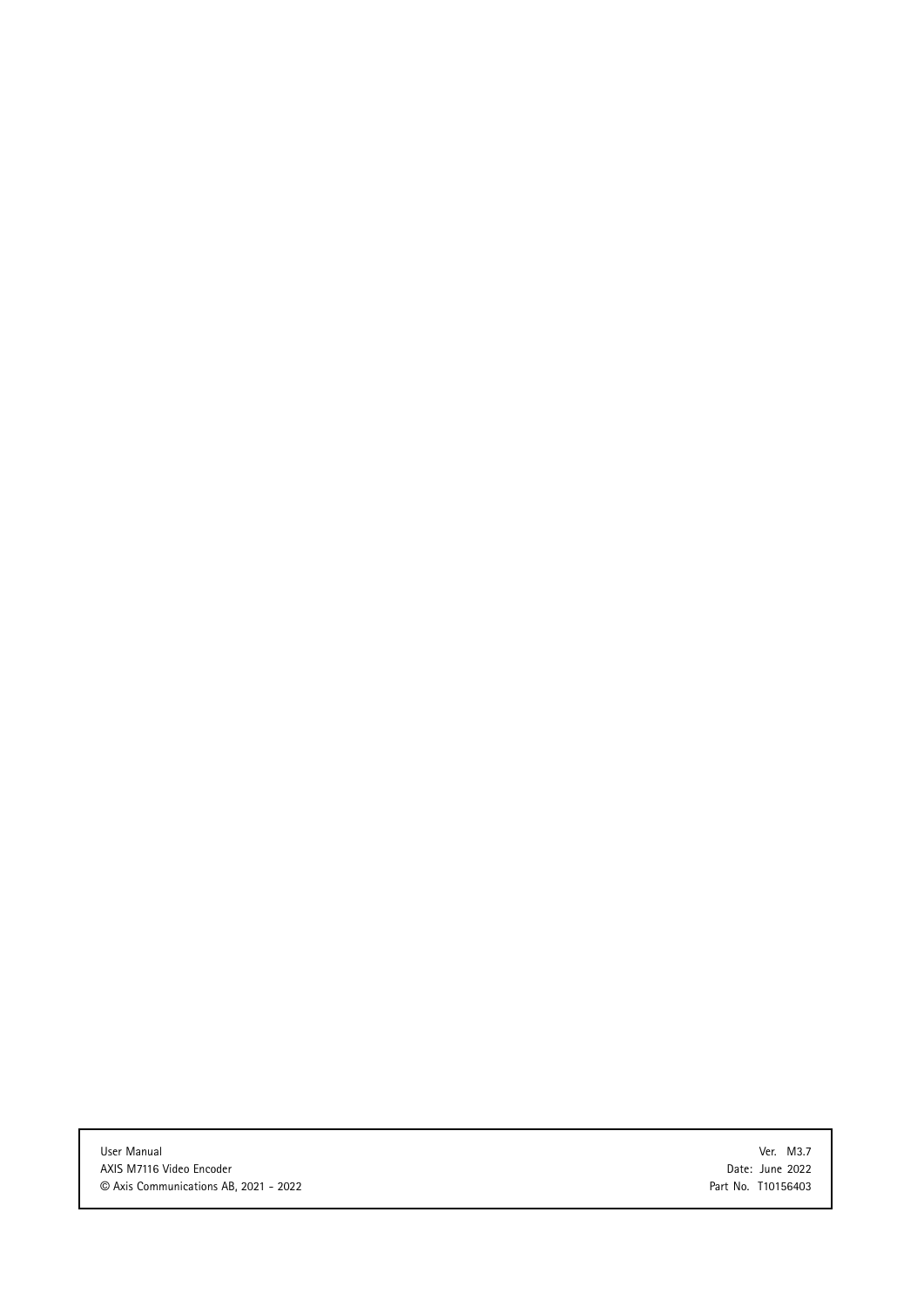| | |
|---|---|
| User Manual | Ver. M3.7 |
| AXIS M7116 Video Encoder | Date: June 2022 |
| © Axis Communications AB, 2021 - 2022 | Part No. T10156403 |